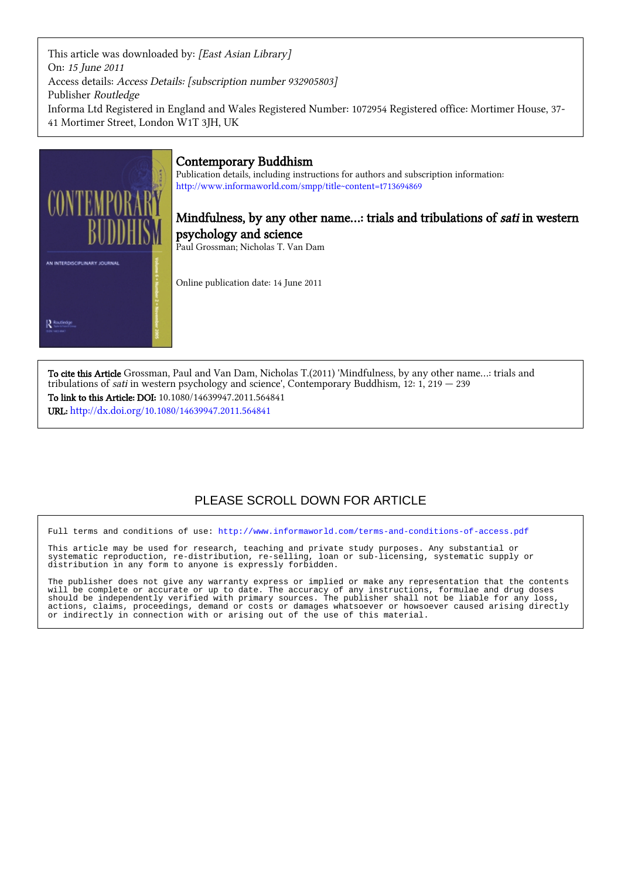This article was downloaded by: *[East Asian Library]*
On: *15 June 2011*
Access details: *Access Details: [subscription number 932905803]*
Publisher *Routledge*
Informa Ltd Registered in England and Wales Registered Number: 1072954 Registered office: Mortimer House, 37-41 Mortimer Street, London W1T 3JH, UK

# Contemporary Buddhism

Publication details, including instructions for authors and subscription information:
http://www.informaworld.com/smpp/title~content=t713694869

## Mindfulness, by any other name...: trials and tribulations of *sati* in western psychology and science

Paul Grossman; Nicholas T. Van Dam

Online publication date: 14 June 2011

**To cite this Article** Grossman, Paul and Van Dam, Nicholas T.(2011) 'Mindfulness, by any other name...: trials and tribulations of *sati* in western psychology and science', Contemporary Buddhism, 12: 1, 219 — 239

**To link to this Article: DOI:** 10.1080/14639947.2011.564841

**URL:** http://dx.doi.org/10.1080/14639947.2011.564841

PLEASE SCROLL DOWN FOR ARTICLE

Full terms and conditions of use: http://www.informaworld.com/terms-and-conditions-of-access.pdf

This article may be used for research, teaching and private study purposes. Any substantial or systematic reproduction, re-distribution, re-selling, loan or sub-licensing, systematic supply or distribution in any form to anyone is expressly forbidden.

The publisher does not give any warranty express or implied or make any representation that the contents will be complete or accurate or up to date. The accuracy of any instructions, formulae and drug doses should be independently verified with primary sources. The publisher shall not be liable for any loss, actions, claims, proceedings, demand or costs or damages whatsoever or howsoever caused arising directly or indirectly in connection with or arising out of the use of this material.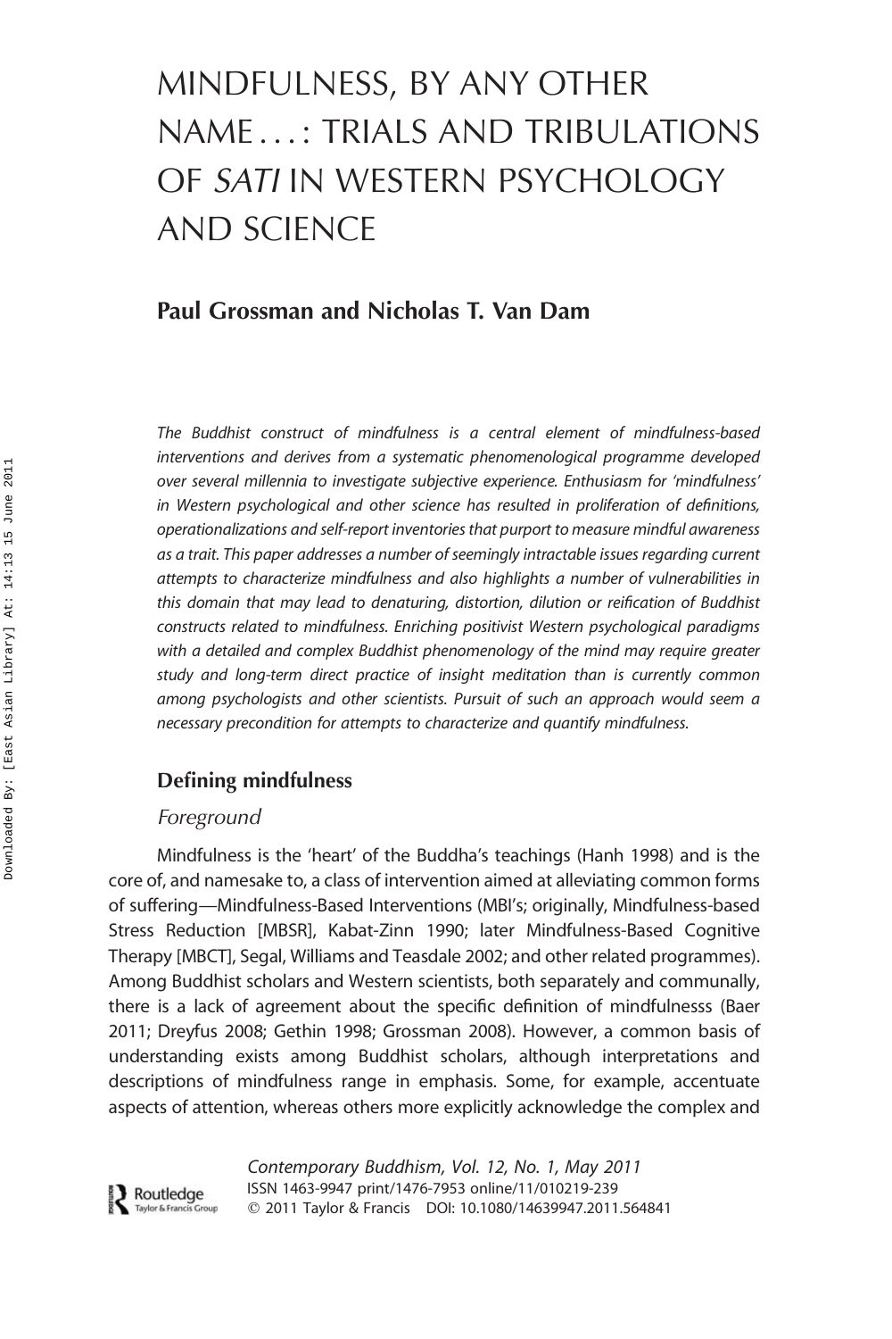# MINDFULNESS, BY ANY OTHER NAME…: TRIALS AND TRIBULATIONS OF *SATI* IN WESTERN PSYCHOLOGY AND SCIENCE

**Paul Grossman and Nicholas T. Van Dam**

*The Buddhist construct of mindfulness is a central element of mindfulness-based interventions and derives from a systematic phenomenological programme developed over several millennia to investigate subjective experience. Enthusiasm for 'mindfulness' in Western psychological and other science has resulted in proliferation of definitions, operationalizations and self-report inventories that purport to measure mindful awareness as a trait. This paper addresses a number of seemingly intractable issues regarding current attempts to characterize mindfulness and also highlights a number of vulnerabilities in this domain that may lead to denaturing, distortion, dilution or reification of Buddhist constructs related to mindfulness. Enriching positivist Western psychological paradigms with a detailed and complex Buddhist phenomenology of the mind may require greater study and long-term direct practice of insight meditation than is currently common among psychologists and other scientists. Pursuit of such an approach would seem a necessary precondition for attempts to characterize and quantify mindfulness.*

## Defining mindfulness

### *Foreground*

Mindfulness is the 'heart' of the Buddha's teachings (Hanh 1998) and is the core of, and namesake to, a class of intervention aimed at alleviating common forms of suffering—Mindfulness-Based Interventions (MBI's; originally, Mindfulness-based Stress Reduction [MBSR], Kabat-Zinn 1990; later Mindfulness-Based Cognitive Therapy [MBCT], Segal, Williams and Teasdale 2002; and other related programmes). Among Buddhist scholars and Western scientists, both separately and communally, there is a lack of agreement about the specific definition of mindfulnesss (Baer 2011; Dreyfus 2008; Gethin 1998; Grossman 2008). However, a common basis of understanding exists among Buddhist scholars, although interpretations and descriptions of mindfulness range in emphasis. Some, for example, accentuate aspects of attention, whereas others more explicitly acknowledge the complex and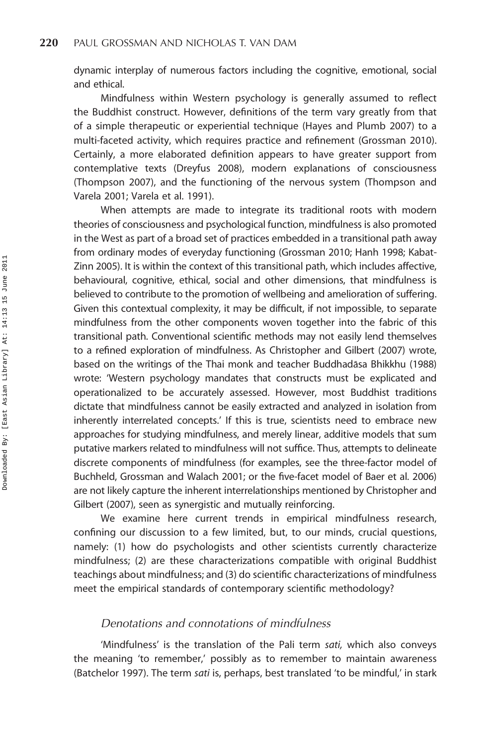dynamic interplay of numerous factors including the cognitive, emotional, social and ethical.

Mindfulness within Western psychology is generally assumed to reflect the Buddhist construct. However, definitions of the term vary greatly from that of a simple therapeutic or experiential technique (Hayes and Plumb 2007) to a multi-faceted activity, which requires practice and refinement (Grossman 2010). Certainly, a more elaborated definition appears to have greater support from contemplative texts (Dreyfus 2008), modern explanations of consciousness (Thompson 2007), and the functioning of the nervous system (Thompson and Varela 2001; Varela et al. 1991).

When attempts are made to integrate its traditional roots with modern theories of consciousness and psychological function, mindfulness is also promoted in the West as part of a broad set of practices embedded in a transitional path away from ordinary modes of everyday functioning (Grossman 2010; Hanh 1998; Kabat-Zinn 2005). It is within the context of this transitional path, which includes affective, behavioural, cognitive, ethical, social and other dimensions, that mindfulness is believed to contribute to the promotion of wellbeing and amelioration of suffering. Given this contextual complexity, it may be difficult, if not impossible, to separate mindfulness from the other components woven together into the fabric of this transitional path. Conventional scientific methods may not easily lend themselves to a refined exploration of mindfulness. As Christopher and Gilbert (2007) wrote, based on the writings of the Thai monk and teacher Buddhadāsa Bhikkhu (1988) wrote: 'Western psychology mandates that constructs must be explicated and operationalized to be accurately assessed. However, most Buddhist traditions dictate that mindfulness cannot be easily extracted and analyzed in isolation from inherently interrelated concepts.' If this is true, scientists need to embrace new approaches for studying mindfulness, and merely linear, additive models that sum putative markers related to mindfulness will not suffice. Thus, attempts to delineate discrete components of mindfulness (for examples, see the three-factor model of Buchheld, Grossman and Walach 2001; or the five-facet model of Baer et al. 2006) are not likely capture the inherent interrelationships mentioned by Christopher and Gilbert (2007), seen as synergistic and mutually reinforcing.

We examine here current trends in empirical mindfulness research, confining our discussion to a few limited, but, to our minds, crucial questions, namely: (1) how do psychologists and other scientists currently characterize mindfulness; (2) are these characterizations compatible with original Buddhist teachings about mindfulness; and (3) do scientific characterizations of mindfulness meet the empirical standards of contemporary scientific methodology?

## *Denotations and connotations of mindfulness*

'Mindfulness' is the translation of the Pali term *sati,* which also conveys the meaning 'to remember,' possibly as to remember to maintain awareness (Batchelor 1997). The term *sati* is, perhaps, best translated 'to be mindful,' in stark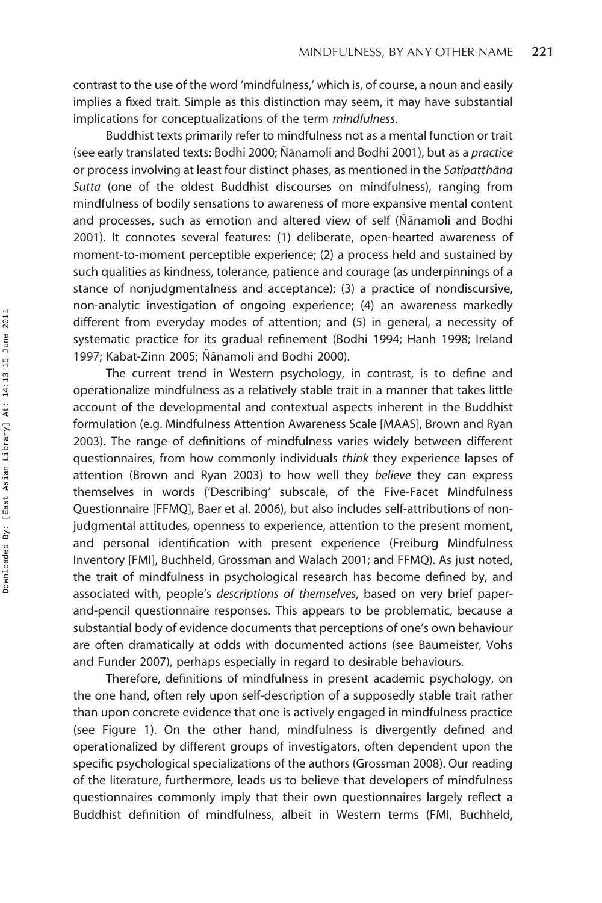contrast to the use of the word 'mindfulness,' which is, of course, a noun and easily implies a fixed trait. Simple as this distinction may seem, it may have substantial implications for conceptualizations of the term *mindfulness*.

Buddhist texts primarily refer to mindfulness not as a mental function or trait (see early translated texts: Bodhi 2000; Ñāṇamoli and Bodhi 2001), but as a *practice* or process involving at least four distinct phases, as mentioned in the *Satipaṭṭhāna Sutta* (one of the oldest Buddhist discourses on mindfulness), ranging from mindfulness of bodily sensations to awareness of more expansive mental content and processes, such as emotion and altered view of self (Ñāṇamoli and Bodhi 2001). It connotes several features: (1) deliberate, open-hearted awareness of moment-to-moment perceptible experience; (2) a process held and sustained by such qualities as kindness, tolerance, patience and courage (as underpinnings of a stance of nonjudgmentalness and acceptance); (3) a practice of nondiscursive, non-analytic investigation of ongoing experience; (4) an awareness markedly different from everyday modes of attention; and (5) in general, a necessity of systematic practice for its gradual refinement (Bodhi 1994; Hanh 1998; Ireland 1997; Kabat-Zinn 2005; Ñāṇamoli and Bodhi 2000).

The current trend in Western psychology, in contrast, is to define and operationalize mindfulness as a relatively stable trait in a manner that takes little account of the developmental and contextual aspects inherent in the Buddhist formulation (e.g. Mindfulness Attention Awareness Scale [MAAS], Brown and Ryan 2003). The range of definitions of mindfulness varies widely between different questionnaires, from how commonly individuals *think* they experience lapses of attention (Brown and Ryan 2003) to how well they *believe* they can express themselves in words ('Describing' subscale, of the Five-Facet Mindfulness Questionnaire [FFMQ], Baer et al. 2006), but also includes self-attributions of non-judgmental attitudes, openness to experience, attention to the present moment, and personal identification with present experience (Freiburg Mindfulness Inventory [FMI], Buchheld, Grossman and Walach 2001; and FFMQ). As just noted, the trait of mindfulness in psychological research has become defined by, and associated with, people's *descriptions of themselves*, based on very brief paper-and-pencil questionnaire responses. This appears to be problematic, because a substantial body of evidence documents that perceptions of one's own behaviour are often dramatically at odds with documented actions (see Baumeister, Vohs and Funder 2007), perhaps especially in regard to desirable behaviours.

Therefore, definitions of mindfulness in present academic psychology, on the one hand, often rely upon self-description of a supposedly stable trait rather than upon concrete evidence that one is actively engaged in mindfulness practice (see Figure 1). On the other hand, mindfulness is divergently defined and operationalized by different groups of investigators, often dependent upon the specific psychological specializations of the authors (Grossman 2008). Our reading of the literature, furthermore, leads us to believe that developers of mindfulness questionnaires commonly imply that their own questionnaires largely reflect a Buddhist definition of mindfulness, albeit in Western terms (FMI, Buchheld,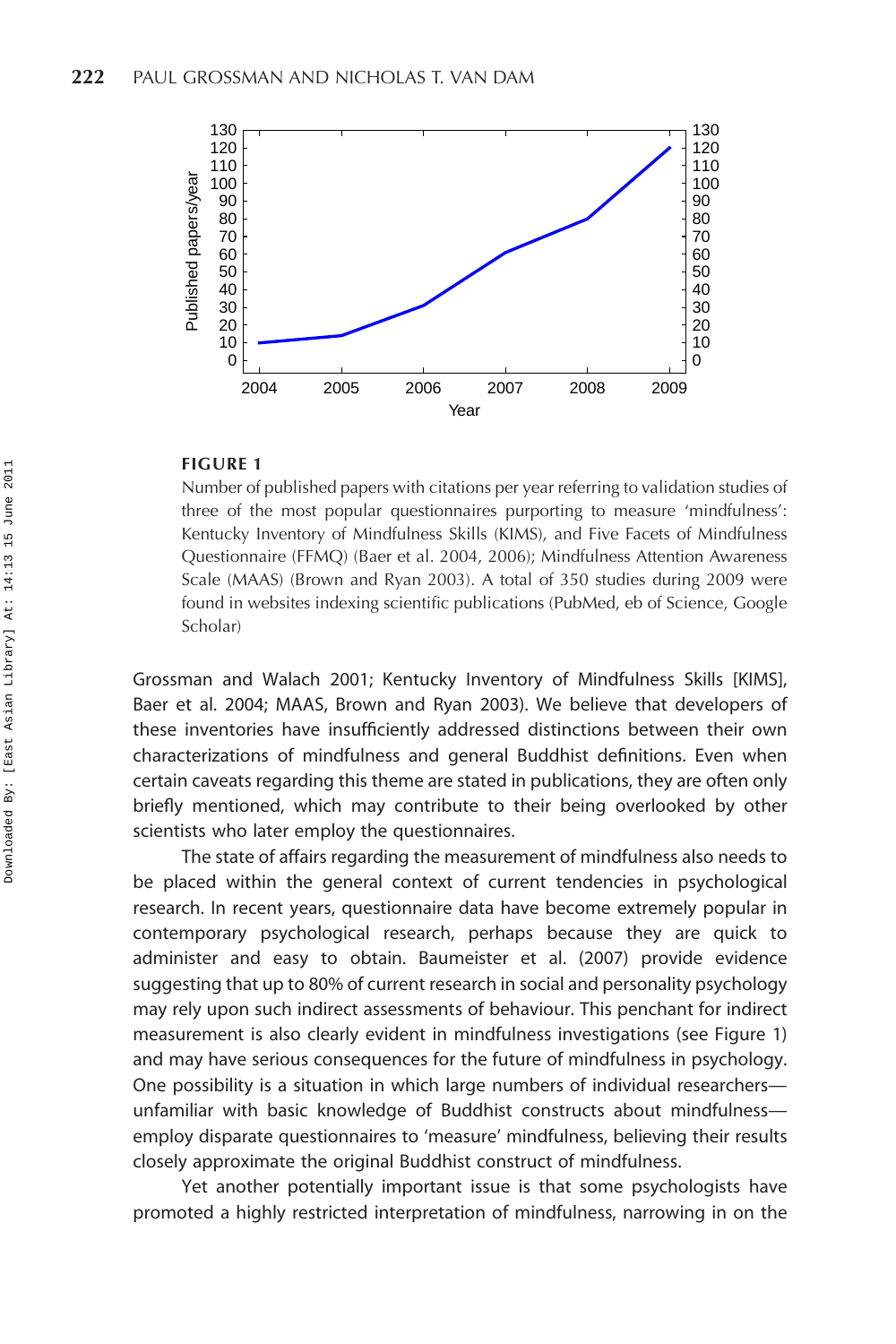**FIGURE 1**

Number of published papers with citations per year referring to validation studies of three of the most popular questionnaires purporting to measure 'mindfulness': Kentucky Inventory of Mindfulness Skills (KIMS), and Five Facets of Mindfulness Questionnaire (FFMQ) (Baer et al. 2004, 2006); Mindfulness Attention Awareness Scale (MAAS) (Brown and Ryan 2003). A total of 350 studies during 2009 were found in websites indexing scientific publications (PubMed, eb of Science, Google Scholar)

Grossman and Walach 2001; Kentucky Inventory of Mindfulness Skills [KIMS], Baer et al. 2004; MAAS, Brown and Ryan 2003). We believe that developers of these inventories have insufficiently addressed distinctions between their own characterizations of mindfulness and general Buddhist definitions. Even when certain caveats regarding this theme are stated in publications, they are often only briefly mentioned, which may contribute to their being overlooked by other scientists who later employ the questionnaires.

The state of affairs regarding the measurement of mindfulness also needs to be placed within the general context of current tendencies in psychological research. In recent years, questionnaire data have become extremely popular in contemporary psychological research, perhaps because they are quick to administer and easy to obtain. Baumeister et al. (2007) provide evidence suggesting that up to 80% of current research in social and personality psychology may rely upon such indirect assessments of behaviour. This penchant for indirect measurement is also clearly evident in mindfulness investigations (see Figure 1) and may have serious consequences for the future of mindfulness in psychology. One possibility is a situation in which large numbers of individual researchers—unfamiliar with basic knowledge of Buddhist constructs about mindfulness—employ disparate questionnaires to 'measure' mindfulness, believing their results closely approximate the original Buddhist construct of mindfulness.

Yet another potentially important issue is that some psychologists have promoted a highly restricted interpretation of mindfulness, narrowing in on the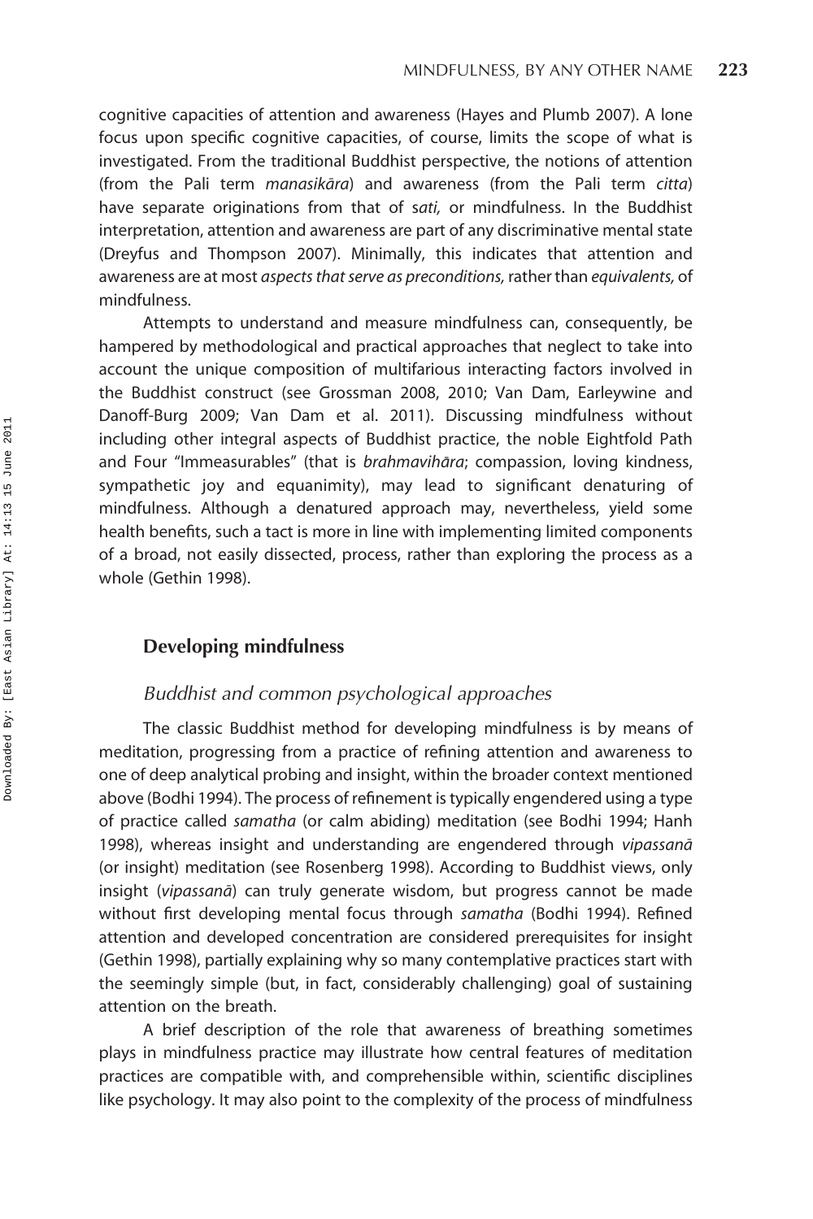cognitive capacities of attention and awareness (Hayes and Plumb 2007). A lone focus upon specific cognitive capacities, of course, limits the scope of what is investigated. From the traditional Buddhist perspective, the notions of attention (from the Pali term *manasikāra*) and awareness (from the Pali term *citta*) have separate originations from that of *sati,* or mindfulness. In the Buddhist interpretation, attention and awareness are part of any discriminative mental state (Dreyfus and Thompson 2007). Minimally, this indicates that attention and awareness are at most *aspects that serve as preconditions,* rather than *equivalents,* of mindfulness.

Attempts to understand and measure mindfulness can, consequently, be hampered by methodological and practical approaches that neglect to take into account the unique composition of multifarious interacting factors involved in the Buddhist construct (see Grossman 2008, 2010; Van Dam, Earleywine and Danoff-Burg 2009; Van Dam et al. 2011). Discussing mindfulness without including other integral aspects of Buddhist practice, the noble Eightfold Path and Four "Immeasurables" (that is *brahmavihāra*; compassion, loving kindness, sympathetic joy and equanimity), may lead to significant denaturing of mindfulness. Although a denatured approach may, nevertheless, yield some health benefits, such a tact is more in line with implementing limited components of a broad, not easily dissected, process, rather than exploring the process as a whole (Gethin 1998).

## Developing mindfulness

### *Buddhist and common psychological approaches*

The classic Buddhist method for developing mindfulness is by means of meditation, progressing from a practice of refining attention and awareness to one of deep analytical probing and insight, within the broader context mentioned above (Bodhi 1994). The process of refinement is typically engendered using a type of practice called *samatha* (or calm abiding) meditation (see Bodhi 1994; Hanh 1998), whereas insight and understanding are engendered through *vipassanā* (or insight) meditation (see Rosenberg 1998). According to Buddhist views, only insight (*vipassanā*) can truly generate wisdom, but progress cannot be made without first developing mental focus through *samatha* (Bodhi 1994). Refined attention and developed concentration are considered prerequisites for insight (Gethin 1998), partially explaining why so many contemplative practices start with the seemingly simple (but, in fact, considerably challenging) goal of sustaining attention on the breath.

A brief description of the role that awareness of breathing sometimes plays in mindfulness practice may illustrate how central features of meditation practices are compatible with, and comprehensible within, scientific disciplines like psychology. It may also point to the complexity of the process of mindfulness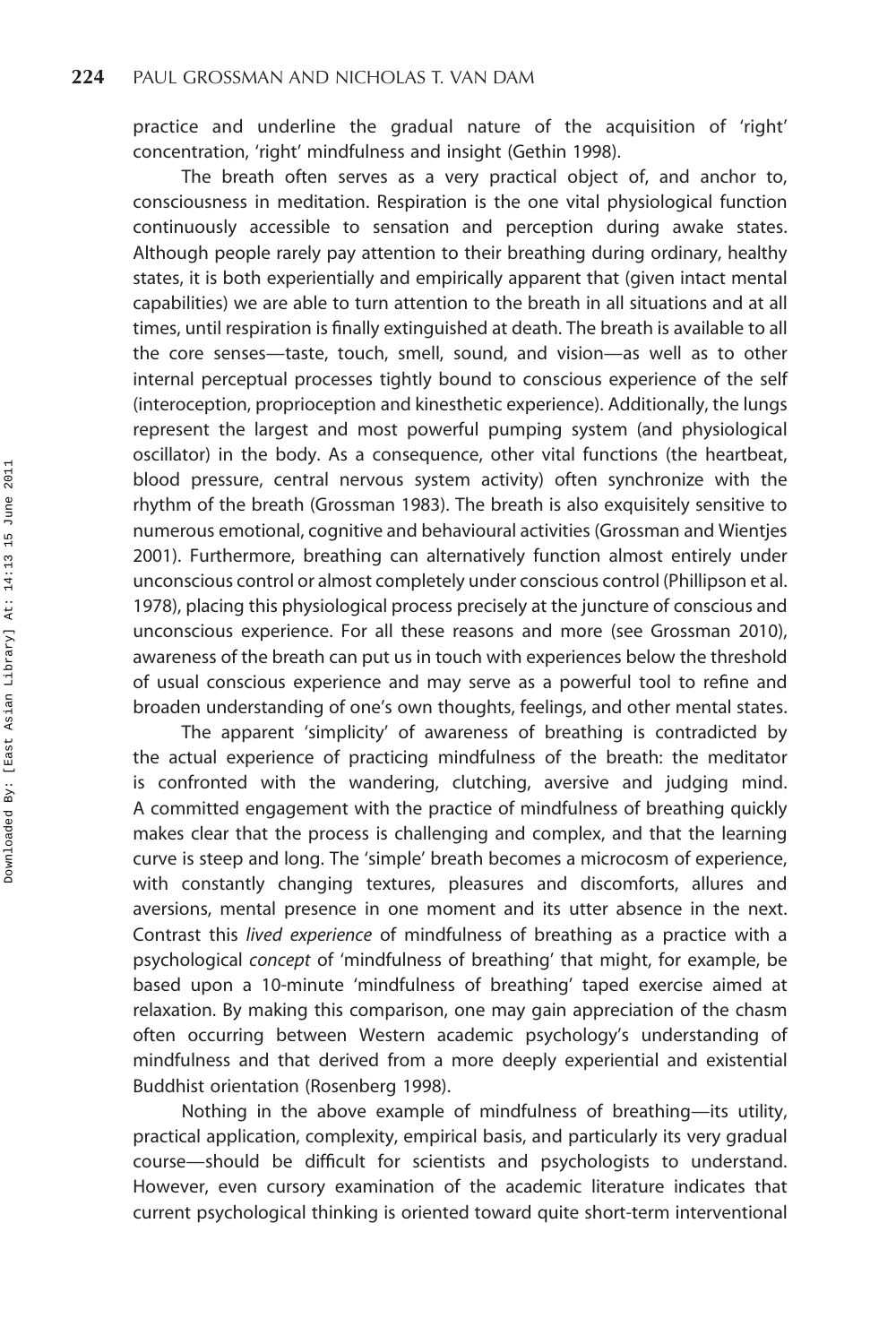practice and underline the gradual nature of the acquisition of 'right' concentration, 'right' mindfulness and insight (Gethin 1998).

The breath often serves as a very practical object of, and anchor to, consciousness in meditation. Respiration is the one vital physiological function continuously accessible to sensation and perception during awake states. Although people rarely pay attention to their breathing during ordinary, healthy states, it is both experientially and empirically apparent that (given intact mental capabilities) we are able to turn attention to the breath in all situations and at all times, until respiration is finally extinguished at death. The breath is available to all the core senses—taste, touch, smell, sound, and vision—as well as to other internal perceptual processes tightly bound to conscious experience of the self (interoception, proprioception and kinesthetic experience). Additionally, the lungs represent the largest and most powerful pumping system (and physiological oscillator) in the body. As a consequence, other vital functions (the heartbeat, blood pressure, central nervous system activity) often synchronize with the rhythm of the breath (Grossman 1983). The breath is also exquisitely sensitive to numerous emotional, cognitive and behavioural activities (Grossman and Wientjes 2001). Furthermore, breathing can alternatively function almost entirely under unconscious control or almost completely under conscious control (Phillipson et al. 1978), placing this physiological process precisely at the juncture of conscious and unconscious experience. For all these reasons and more (see Grossman 2010), awareness of the breath can put us in touch with experiences below the threshold of usual conscious experience and may serve as a powerful tool to refine and broaden understanding of one's own thoughts, feelings, and other mental states.

The apparent 'simplicity' of awareness of breathing is contradicted by the actual experience of practicing mindfulness of the breath: the meditator is confronted with the wandering, clutching, aversive and judging mind. A committed engagement with the practice of mindfulness of breathing quickly makes clear that the process is challenging and complex, and that the learning curve is steep and long. The 'simple' breath becomes a microcosm of experience, with constantly changing textures, pleasures and discomforts, allures and aversions, mental presence in one moment and its utter absence in the next. Contrast this *lived experience* of mindfulness of breathing as a practice with a psychological *concept* of 'mindfulness of breathing' that might, for example, be based upon a 10-minute 'mindfulness of breathing' taped exercise aimed at relaxation. By making this comparison, one may gain appreciation of the chasm often occurring between Western academic psychology's understanding of mindfulness and that derived from a more deeply experiential and existential Buddhist orientation (Rosenberg 1998).

Nothing in the above example of mindfulness of breathing—its utility, practical application, complexity, empirical basis, and particularly its very gradual course—should be difficult for scientists and psychologists to understand. However, even cursory examination of the academic literature indicates that current psychological thinking is oriented toward quite short-term interventional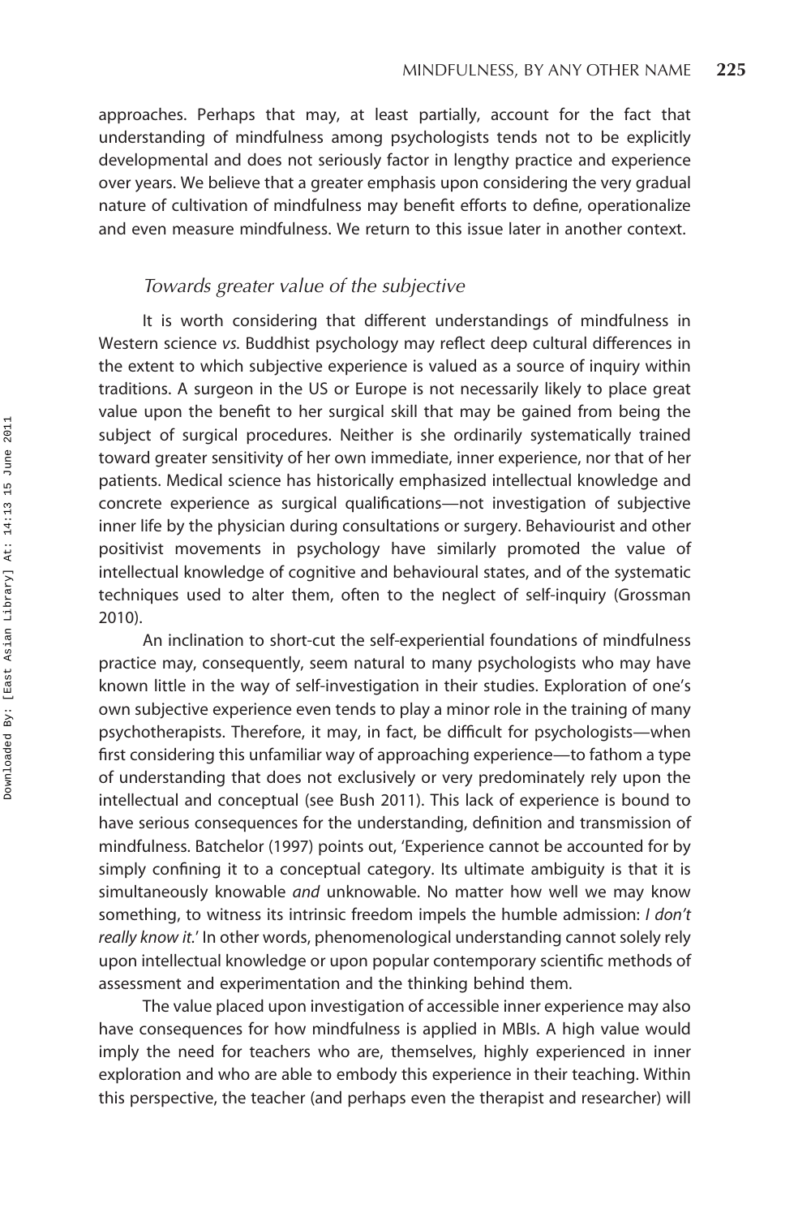approaches. Perhaps that may, at least partially, account for the fact that understanding of mindfulness among psychologists tends not to be explicitly developmental and does not seriously factor in lengthy practice and experience over years. We believe that a greater emphasis upon considering the very gradual nature of cultivation of mindfulness may benefit efforts to define, operationalize and even measure mindfulness. We return to this issue later in another context.

### *Towards greater value of the subjective*

It is worth considering that different understandings of mindfulness in Western science *vs.* Buddhist psychology may reflect deep cultural differences in the extent to which subjective experience is valued as a source of inquiry within traditions. A surgeon in the US or Europe is not necessarily likely to place great value upon the benefit to her surgical skill that may be gained from being the subject of surgical procedures. Neither is she ordinarily systematically trained toward greater sensitivity of her own immediate, inner experience, nor that of her patients. Medical science has historically emphasized intellectual knowledge and concrete experience as surgical qualifications—not investigation of subjective inner life by the physician during consultations or surgery. Behaviourist and other positivist movements in psychology have similarly promoted the value of intellectual knowledge of cognitive and behavioural states, and of the systematic techniques used to alter them, often to the neglect of self-inquiry (Grossman 2010).

An inclination to short-cut the self-experiential foundations of mindfulness practice may, consequently, seem natural to many psychologists who may have known little in the way of self-investigation in their studies. Exploration of one's own subjective experience even tends to play a minor role in the training of many psychotherapists. Therefore, it may, in fact, be difficult for psychologists—when first considering this unfamiliar way of approaching experience—to fathom a type of understanding that does not exclusively or very predominately rely upon the intellectual and conceptual (see Bush 2011). This lack of experience is bound to have serious consequences for the understanding, definition and transmission of mindfulness. Batchelor (1997) points out, 'Experience cannot be accounted for by simply confining it to a conceptual category. Its ultimate ambiguity is that it is simultaneously knowable *and* unknowable. No matter how well we may know something, to witness its intrinsic freedom impels the humble admission: *I don't really know it.*' In other words, phenomenological understanding cannot solely rely upon intellectual knowledge or upon popular contemporary scientific methods of assessment and experimentation and the thinking behind them.

The value placed upon investigation of accessible inner experience may also have consequences for how mindfulness is applied in MBIs. A high value would imply the need for teachers who are, themselves, highly experienced in inner exploration and who are able to embody this experience in their teaching. Within this perspective, the teacher (and perhaps even the therapist and researcher) will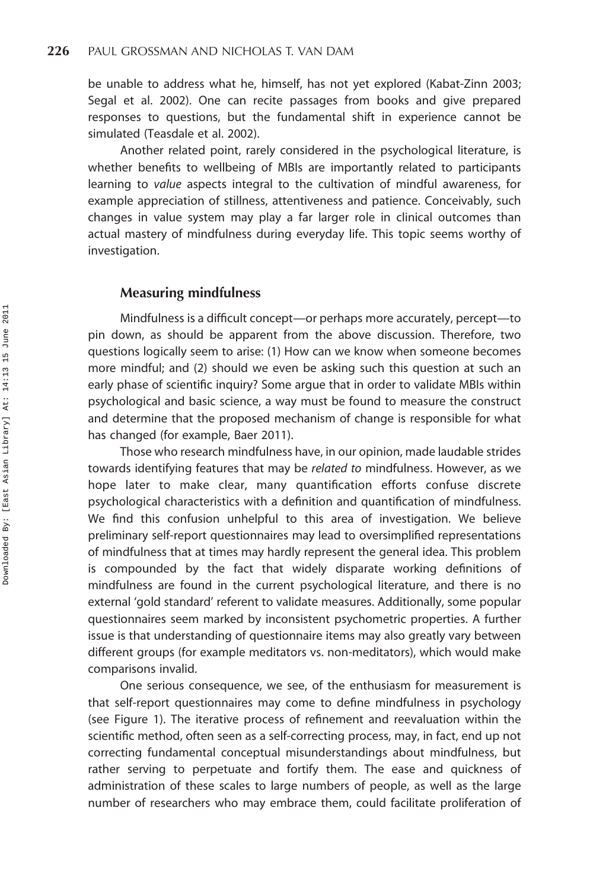be unable to address what he, himself, has not yet explored (Kabat-Zinn 2003; Segal et al. 2002). One can recite passages from books and give prepared responses to questions, but the fundamental shift in experience cannot be simulated (Teasdale et al. 2002).

Another related point, rarely considered in the psychological literature, is whether benefits to wellbeing of MBIs are importantly related to participants learning to *value* aspects integral to the cultivation of mindful awareness, for example appreciation of stillness, attentiveness and patience. Conceivably, such changes in value system may play a far larger role in clinical outcomes than actual mastery of mindfulness during everyday life. This topic seems worthy of investigation.

## Measuring mindfulness

Mindfulness is a difficult concept—or perhaps more accurately, percept—to pin down, as should be apparent from the above discussion. Therefore, two questions logically seem to arise: (1) How can we know when someone becomes more mindful; and (2) should we even be asking such this question at such an early phase of scientific inquiry? Some argue that in order to validate MBIs within psychological and basic science, a way must be found to measure the construct and determine that the proposed mechanism of change is responsible for what has changed (for example, Baer 2011).

Those who research mindfulness have, in our opinion, made laudable strides towards identifying features that may be *related to* mindfulness. However, as we hope later to make clear, many quantification efforts confuse discrete psychological characteristics with a definition and quantification of mindfulness. We find this confusion unhelpful to this area of investigation. We believe preliminary self-report questionnaires may lead to oversimplified representations of mindfulness that at times may hardly represent the general idea. This problem is compounded by the fact that widely disparate working definitions of mindfulness are found in the current psychological literature, and there is no external 'gold standard' referent to validate measures. Additionally, some popular questionnaires seem marked by inconsistent psychometric properties. A further issue is that understanding of questionnaire items may also greatly vary between different groups (for example meditators vs. non-meditators), which would make comparisons invalid.

One serious consequence, we see, of the enthusiasm for measurement is that self-report questionnaires may come to define mindfulness in psychology (see Figure 1). The iterative process of refinement and reevaluation within the scientific method, often seen as a self-correcting process, may, in fact, end up not correcting fundamental conceptual misunderstandings about mindfulness, but rather serving to perpetuate and fortify them. The ease and quickness of administration of these scales to large numbers of people, as well as the large number of researchers who may embrace them, could facilitate proliferation of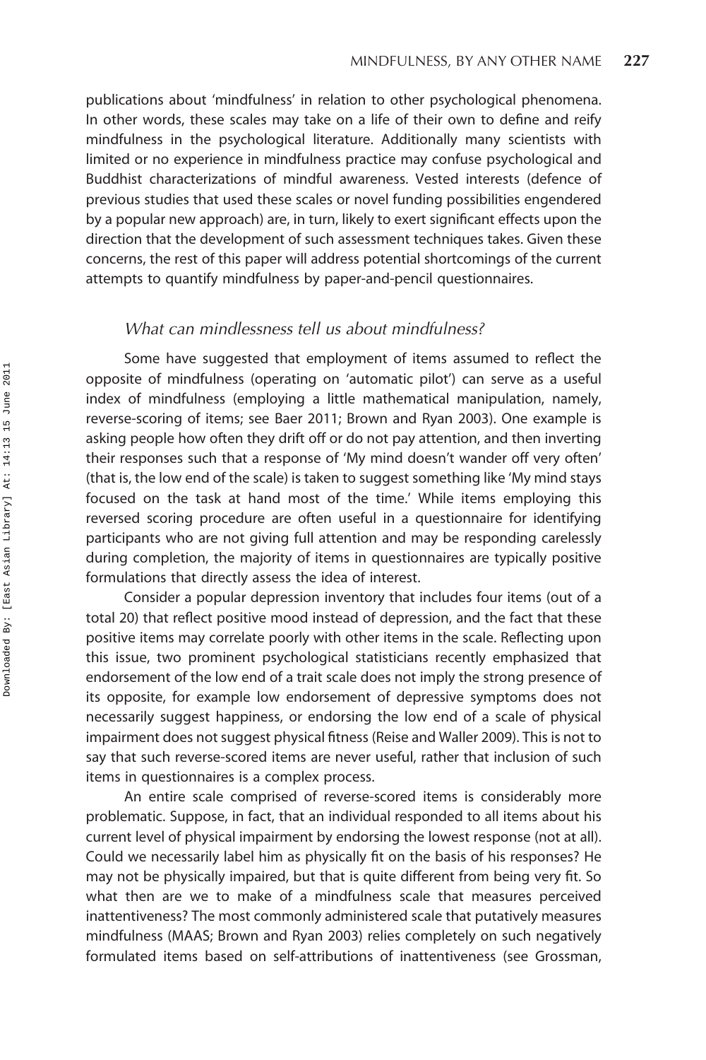publications about 'mindfulness' in relation to other psychological phenomena. In other words, these scales may take on a life of their own to define and reify mindfulness in the psychological literature. Additionally many scientists with limited or no experience in mindfulness practice may confuse psychological and Buddhist characterizations of mindful awareness. Vested interests (defence of previous studies that used these scales or novel funding possibilities engendered by a popular new approach) are, in turn, likely to exert significant effects upon the direction that the development of such assessment techniques takes. Given these concerns, the rest of this paper will address potential shortcomings of the current attempts to quantify mindfulness by paper-and-pencil questionnaires.

### *What can mindlessness tell us about mindfulness?*

Some have suggested that employment of items assumed to reflect the opposite of mindfulness (operating on 'automatic pilot') can serve as a useful index of mindfulness (employing a little mathematical manipulation, namely, reverse-scoring of items; see Baer 2011; Brown and Ryan 2003). One example is asking people how often they drift off or do not pay attention, and then inverting their responses such that a response of 'My mind doesn't wander off very often' (that is, the low end of the scale) is taken to suggest something like 'My mind stays focused on the task at hand most of the time.' While items employing this reversed scoring procedure are often useful in a questionnaire for identifying participants who are not giving full attention and may be responding carelessly during completion, the majority of items in questionnaires are typically positive formulations that directly assess the idea of interest.

Consider a popular depression inventory that includes four items (out of a total 20) that reflect positive mood instead of depression, and the fact that these positive items may correlate poorly with other items in the scale. Reflecting upon this issue, two prominent psychological statisticians recently emphasized that endorsement of the low end of a trait scale does not imply the strong presence of its opposite, for example low endorsement of depressive symptoms does not necessarily suggest happiness, or endorsing the low end of a scale of physical impairment does not suggest physical fitness (Reise and Waller 2009). This is not to say that such reverse-scored items are never useful, rather that inclusion of such items in questionnaires is a complex process.

An entire scale comprised of reverse-scored items is considerably more problematic. Suppose, in fact, that an individual responded to all items about his current level of physical impairment by endorsing the lowest response (not at all). Could we necessarily label him as physically fit on the basis of his responses? He may not be physically impaired, but that is quite different from being very fit. So what then are we to make of a mindfulness scale that measures perceived inattentiveness? The most commonly administered scale that putatively measures mindfulness (MAAS; Brown and Ryan 2003) relies completely on such negatively formulated items based on self-attributions of inattentiveness (see Grossman,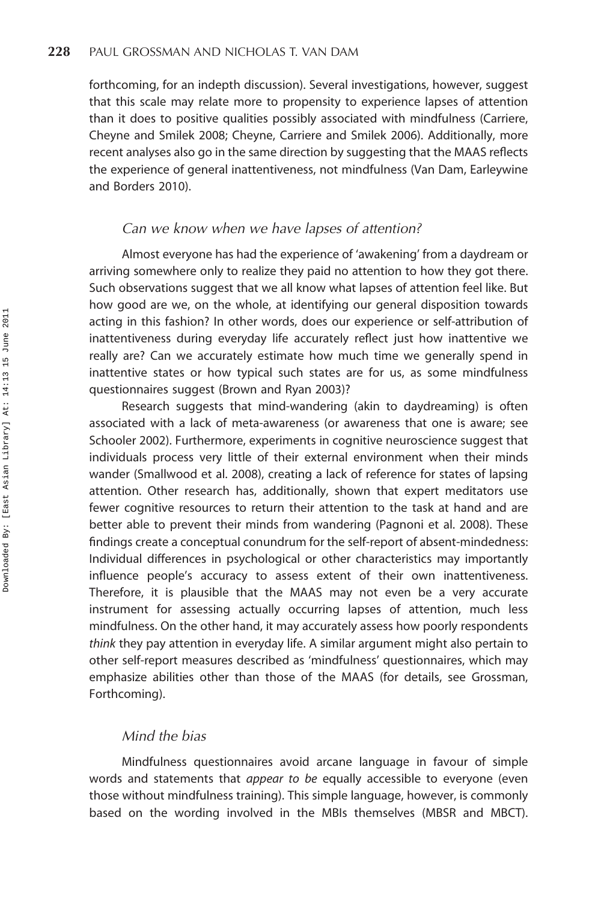forthcoming, for an indepth discussion). Several investigations, however, suggest that this scale may relate more to propensity to experience lapses of attention than it does to positive qualities possibly associated with mindfulness (Carriere, Cheyne and Smilek 2008; Cheyne, Carriere and Smilek 2006). Additionally, more recent analyses also go in the same direction by suggesting that the MAAS reflects the experience of general inattentiveness, not mindfulness (Van Dam, Earleywine and Borders 2010).

### *Can we know when we have lapses of attention?*

Almost everyone has had the experience of 'awakening' from a daydream or arriving somewhere only to realize they paid no attention to how they got there. Such observations suggest that we all know what lapses of attention feel like. But how good are we, on the whole, at identifying our general disposition towards acting in this fashion? In other words, does our experience or self-attribution of inattentiveness during everyday life accurately reflect just how inattentive we really are? Can we accurately estimate how much time we generally spend in inattentive states or how typical such states are for us, as some mindfulness questionnaires suggest (Brown and Ryan 2003)?

Research suggests that mind-wandering (akin to daydreaming) is often associated with a lack of meta-awareness (or awareness that one is aware; see Schooler 2002). Furthermore, experiments in cognitive neuroscience suggest that individuals process very little of their external environment when their minds wander (Smallwood et al. 2008), creating a lack of reference for states of lapsing attention. Other research has, additionally, shown that expert meditators use fewer cognitive resources to return their attention to the task at hand and are better able to prevent their minds from wandering (Pagnoni et al. 2008). These findings create a conceptual conundrum for the self-report of absent-mindedness: Individual differences in psychological or other characteristics may importantly influence people's accuracy to assess extent of their own inattentiveness. Therefore, it is plausible that the MAAS may not even be a very accurate instrument for assessing actually occurring lapses of attention, much less mindfulness. On the other hand, it may accurately assess how poorly respondents *think* they pay attention in everyday life. A similar argument might also pertain to other self-report measures described as 'mindfulness' questionnaires, which may emphasize abilities other than those of the MAAS (for details, see Grossman, Forthcoming).

### *Mind the bias*

Mindfulness questionnaires avoid arcane language in favour of simple words and statements that *appear to be* equally accessible to everyone (even those without mindfulness training). This simple language, however, is commonly based on the wording involved in the MBIs themselves (MBSR and MBCT).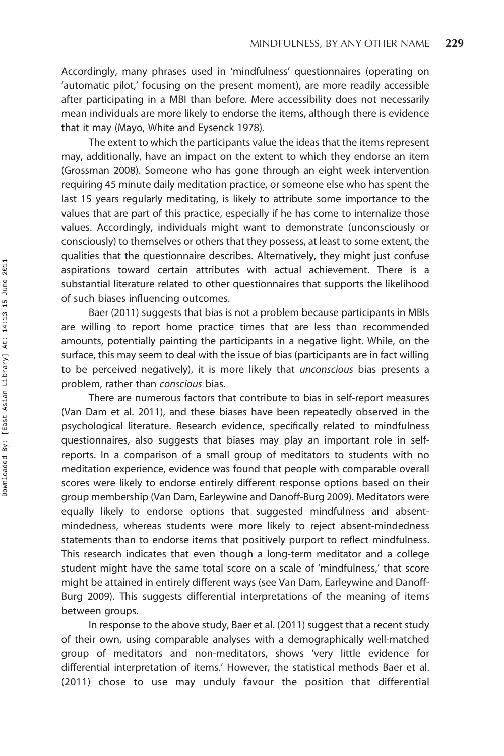Accordingly, many phrases used in 'mindfulness' questionnaires (operating on 'automatic pilot,' focusing on the present moment), are more readily accessible after participating in a MBI than before. Mere accessibility does not necessarily mean individuals are more likely to endorse the items, although there is evidence that it may (Mayo, White and Eysenck 1978).

The extent to which the participants value the ideas that the items represent may, additionally, have an impact on the extent to which they endorse an item (Grossman 2008). Someone who has gone through an eight week intervention requiring 45 minute daily meditation practice, or someone else who has spent the last 15 years regularly meditating, is likely to attribute some importance to the values that are part of this practice, especially if he has come to internalize those values. Accordingly, individuals might want to demonstrate (unconsciously or consciously) to themselves or others that they possess, at least to some extent, the qualities that the questionnaire describes. Alternatively, they might just confuse aspirations toward certain attributes with actual achievement. There is a substantial literature related to other questionnaires that supports the likelihood of such biases influencing outcomes.

Baer (2011) suggests that bias is not a problem because participants in MBIs are willing to report home practice times that are less than recommended amounts, potentially painting the participants in a negative light. While, on the surface, this may seem to deal with the issue of bias (participants are in fact willing to be perceived negatively), it is more likely that *unconscious* bias presents a problem, rather than *conscious* bias.

There are numerous factors that contribute to bias in self-report measures (Van Dam et al. 2011), and these biases have been repeatedly observed in the psychological literature. Research evidence, specifically related to mindfulness questionnaires, also suggests that biases may play an important role in self-reports. In a comparison of a small group of meditators to students with no meditation experience, evidence was found that people with comparable overall scores were likely to endorse entirely different response options based on their group membership (Van Dam, Earleywine and Danoff-Burg 2009). Meditators were equally likely to endorse options that suggested mindfulness and absent-mindedness, whereas students were more likely to reject absent-mindedness statements than to endorse items that positively purport to reflect mindfulness. This research indicates that even though a long-term meditator and a college student might have the same total score on a scale of 'mindfulness,' that score might be attained in entirely different ways (see Van Dam, Earleywine and Danoff-Burg 2009). This suggests differential interpretations of the meaning of items between groups.

In response to the above study, Baer et al. (2011) suggest that a recent study of their own, using comparable analyses with a demographically well-matched group of meditators and non-meditators, shows 'very little evidence for differential interpretation of items.' However, the statistical methods Baer et al. (2011) chose to use may unduly favour the position that differential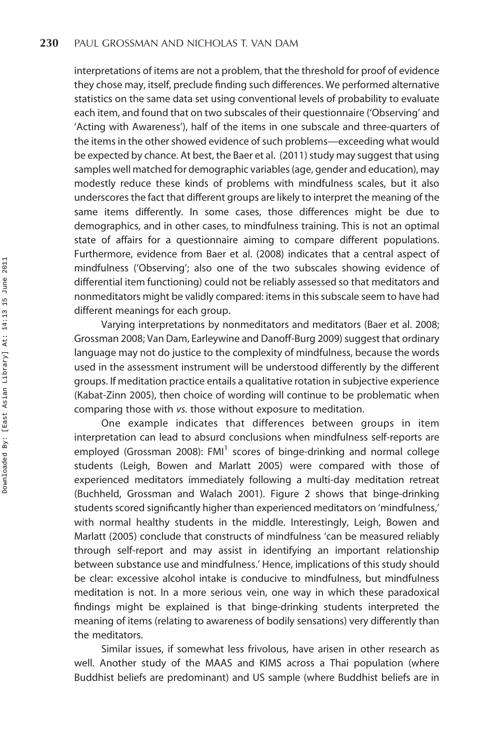interpretations of items are not a problem, that the threshold for proof of evidence they chose may, itself, preclude finding such differences. We performed alternative statistics on the same data set using conventional levels of probability to evaluate each item, and found that on two subscales of their questionnaire ('Observing' and 'Acting with Awareness'), half of the items in one subscale and three-quarters of the items in the other showed evidence of such problems—exceeding what would be expected by chance. At best, the Baer et al. (2011) study may suggest that using samples well matched for demographic variables (age, gender and education), may modestly reduce these kinds of problems with mindfulness scales, but it also underscores the fact that different groups are likely to interpret the meaning of the same items differently. In some cases, those differences might be due to demographics, and in other cases, to mindfulness training. This is not an optimal state of affairs for a questionnaire aiming to compare different populations. Furthermore, evidence from Baer et al. (2008) indicates that a central aspect of mindfulness ('Observing'; also one of the two subscales showing evidence of differential item functioning) could not be reliably assessed so that meditators and nonmeditators might be validly compared: items in this subscale seem to have had different meanings for each group.

Varying interpretations by nonmeditators and meditators (Baer et al. 2008; Grossman 2008; Van Dam, Earleywine and Danoff-Burg 2009) suggest that ordinary language may not do justice to the complexity of mindfulness, because the words used in the assessment instrument will be understood differently by the different groups. If meditation practice entails a qualitative rotation in subjective experience (Kabat-Zinn 2005), then choice of wording will continue to be problematic when comparing those with *vs.* those without exposure to meditation.

One example indicates that differences between groups in item interpretation can lead to absurd conclusions when mindfulness self-reports are employed (Grossman 2008): FMI[1] scores of binge-drinking and normal college students (Leigh, Bowen and Marlatt 2005) were compared with those of experienced meditators immediately following a multi-day meditation retreat (Buchheld, Grossman and Walach 2001). Figure 2 shows that binge-drinking students scored significantly higher than experienced meditators on 'mindfulness,' with normal healthy students in the middle. Interestingly, Leigh, Bowen and Marlatt (2005) conclude that constructs of mindfulness 'can be measured reliably through self-report and may assist in identifying an important relationship between substance use and mindfulness.' Hence, implications of this study should be clear: excessive alcohol intake is conducive to mindfulness, but mindfulness meditation is not. In a more serious vein, one way in which these paradoxical findings might be explained is that binge-drinking students interpreted the meaning of items (relating to awareness of bodily sensations) very differently than the meditators.

Similar issues, if somewhat less frivolous, have arisen in other research as well. Another study of the MAAS and KIMS across a Thai population (where Buddhist beliefs are predominant) and US sample (where Buddhist beliefs are in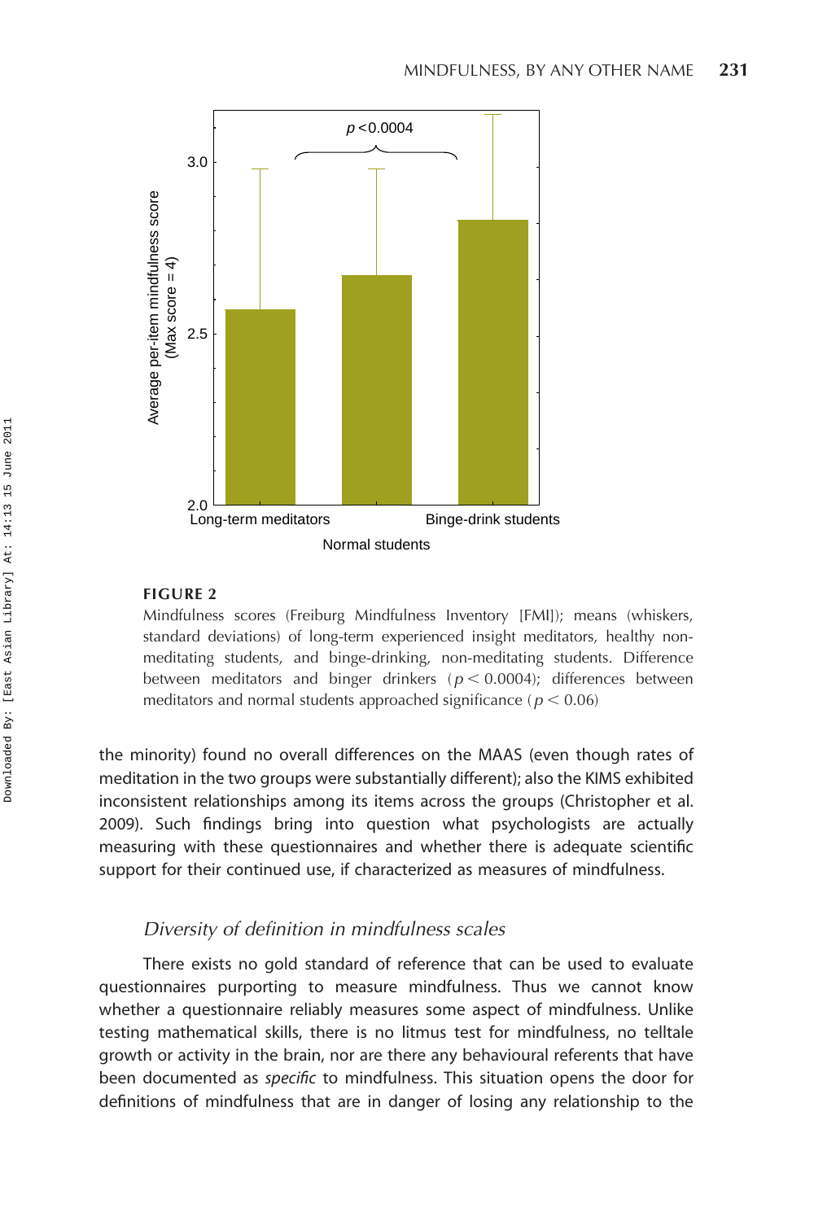**FIGURE 2**

Mindfulness scores (Freiburg Mindfulness Inventory [FMI]); means (whiskers, standard deviations) of long-term experienced insight meditators, healthy non-meditating students, and binge-drinking, non-meditating students. Difference between meditators and binger drinkers ($p < 0.0004$); differences between meditators and normal students approached significance ($p < 0.06$)

the minority) found no overall differences on the MAAS (even though rates of meditation in the two groups were substantially different); also the KIMS exhibited inconsistent relationships among its items across the groups (Christopher et al. 2009). Such findings bring into question what psychologists are actually measuring with these questionnaires and whether there is adequate scientific support for their continued use, if characterized as measures of mindfulness.

### *Diversity of definition in mindfulness scales*

There exists no gold standard of reference that can be used to evaluate questionnaires purporting to measure mindfulness. Thus we cannot know whether a questionnaire reliably measures some aspect of mindfulness. Unlike testing mathematical skills, there is no litmus test for mindfulness, no telltale growth or activity in the brain, nor are there any behavioural referents that have been documented as *specific* to mindfulness. This situation opens the door for definitions of mindfulness that are in danger of losing any relationship to the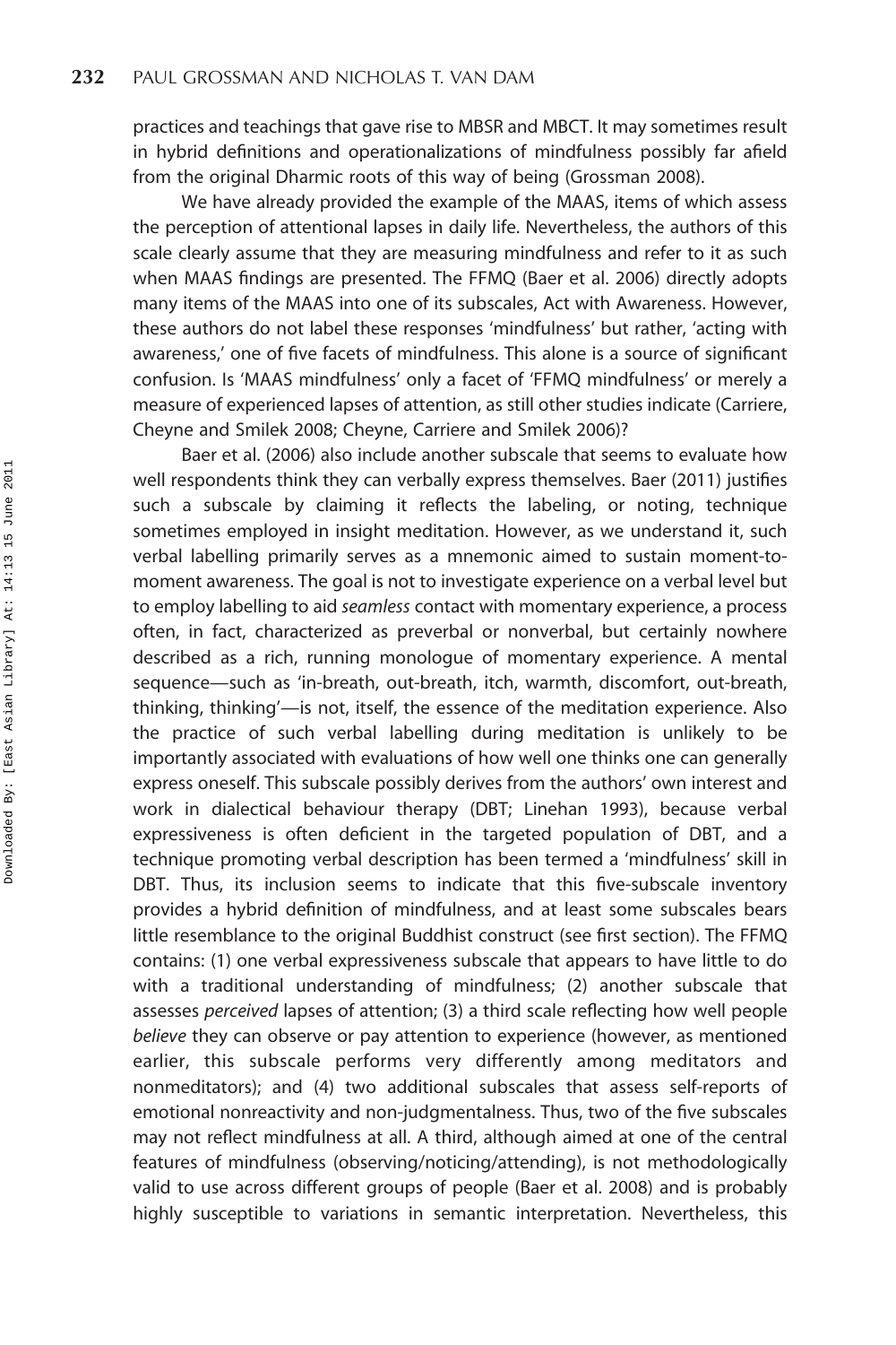practices and teachings that gave rise to MBSR and MBCT. It may sometimes result in hybrid definitions and operationalizations of mindfulness possibly far afield from the original Dharmic roots of this way of being (Grossman 2008).

We have already provided the example of the MAAS, items of which assess the perception of attentional lapses in daily life. Nevertheless, the authors of this scale clearly assume that they are measuring mindfulness and refer to it as such when MAAS findings are presented. The FFMQ (Baer et al. 2006) directly adopts many items of the MAAS into one of its subscales, Act with Awareness. However, these authors do not label these responses 'mindfulness' but rather, 'acting with awareness,' one of five facets of mindfulness. This alone is a source of significant confusion. Is 'MAAS mindfulness' only a facet of 'FFMQ mindfulness' or merely a measure of experienced lapses of attention, as still other studies indicate (Carriere, Cheyne and Smilek 2008; Cheyne, Carriere and Smilek 2006)?

Baer et al. (2006) also include another subscale that seems to evaluate how well respondents think they can verbally express themselves. Baer (2011) justifies such a subscale by claiming it reflects the labeling, or noting, technique sometimes employed in insight meditation. However, as we understand it, such verbal labelling primarily serves as a mnemonic aimed to sustain moment-to-moment awareness. The goal is not to investigate experience on a verbal level but to employ labelling to aid *seamless* contact with momentary experience, a process often, in fact, characterized as preverbal or nonverbal, but certainly nowhere described as a rich, running monologue of momentary experience. A mental sequence—such as 'in-breath, out-breath, itch, warmth, discomfort, out-breath, thinking, thinking'—is not, itself, the essence of the meditation experience. Also the practice of such verbal labelling during meditation is unlikely to be importantly associated with evaluations of how well one thinks one can generally express oneself. This subscale possibly derives from the authors' own interest and work in dialectical behaviour therapy (DBT; Linehan 1993), because verbal expressiveness is often deficient in the targeted population of DBT, and a technique promoting verbal description has been termed a 'mindfulness' skill in DBT. Thus, its inclusion seems to indicate that this five-subscale inventory provides a hybrid definition of mindfulness, and at least some subscales bears little resemblance to the original Buddhist construct (see first section). The FFMQ contains: (1) one verbal expressiveness subscale that appears to have little to do with a traditional understanding of mindfulness; (2) another subscale that assesses *perceived* lapses of attention; (3) a third scale reflecting how well people *believe* they can observe or pay attention to experience (however, as mentioned earlier, this subscale performs very differently among meditators and nonmeditators); and (4) two additional subscales that assess self-reports of emotional nonreactivity and non-judgmentalness. Thus, two of the five subscales may not reflect mindfulness at all. A third, although aimed at one of the central features of mindfulness (observing/noticing/attending), is not methodologically valid to use across different groups of people (Baer et al. 2008) and is probably highly susceptible to variations in semantic interpretation. Nevertheless, this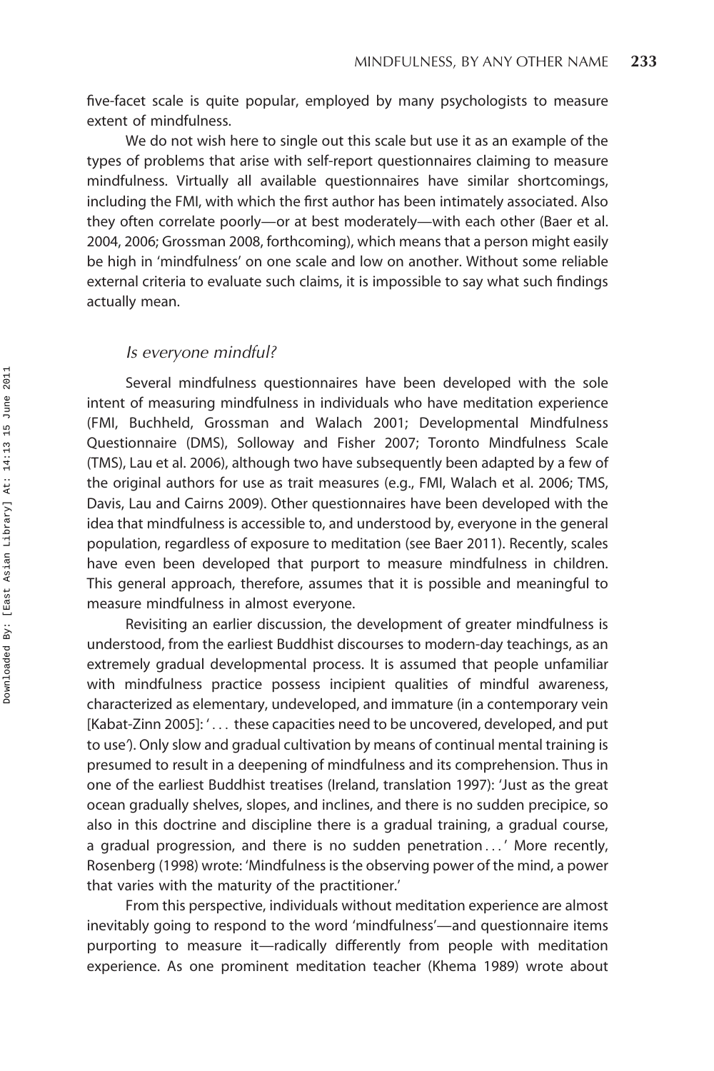five-facet scale is quite popular, employed by many psychologists to measure extent of mindfulness.

We do not wish here to single out this scale but use it as an example of the types of problems that arise with self-report questionnaires claiming to measure mindfulness. Virtually all available questionnaires have similar shortcomings, including the FMI, with which the first author has been intimately associated. Also they often correlate poorly—or at best moderately—with each other (Baer et al. 2004, 2006; Grossman 2008, forthcoming), which means that a person might easily be high in 'mindfulness' on one scale and low on another. Without some reliable external criteria to evaluate such claims, it is impossible to say what such findings actually mean.

### *Is everyone mindful?*

Several mindfulness questionnaires have been developed with the sole intent of measuring mindfulness in individuals who have meditation experience (FMI, Buchheld, Grossman and Walach 2001; Developmental Mindfulness Questionnaire (DMS), Solloway and Fisher 2007; Toronto Mindfulness Scale (TMS), Lau et al. 2006), although two have subsequently been adapted by a few of the original authors for use as trait measures (e.g., FMI, Walach et al. 2006; TMS, Davis, Lau and Cairns 2009). Other questionnaires have been developed with the idea that mindfulness is accessible to, and understood by, everyone in the general population, regardless of exposure to meditation (see Baer 2011). Recently, scales have even been developed that purport to measure mindfulness in children. This general approach, therefore, assumes that it is possible and meaningful to measure mindfulness in almost everyone.

Revisiting an earlier discussion, the development of greater mindfulness is understood, from the earliest Buddhist discourses to modern-day teachings, as an extremely gradual developmental process. It is assumed that people unfamiliar with mindfulness practice possess incipient qualities of mindful awareness, characterized as elementary, undeveloped, and immature (in a contemporary vein [Kabat-Zinn 2005]: '... these capacities need to be uncovered, developed, and put to use'). Only slow and gradual cultivation by means of continual mental training is presumed to result in a deepening of mindfulness and its comprehension. Thus in one of the earliest Buddhist treatises (Ireland, translation 1997): 'Just as the great ocean gradually shelves, slopes, and inclines, and there is no sudden precipice, so also in this doctrine and discipline there is a gradual training, a gradual course, a gradual progression, and there is no sudden penetration ...' More recently, Rosenberg (1998) wrote: 'Mindfulness is the observing power of the mind, a power that varies with the maturity of the practitioner.'

From this perspective, individuals without meditation experience are almost inevitably going to respond to the word 'mindfulness'—and questionnaire items purporting to measure it—radically differently from people with meditation experience. As one prominent meditation teacher (Khema 1989) wrote about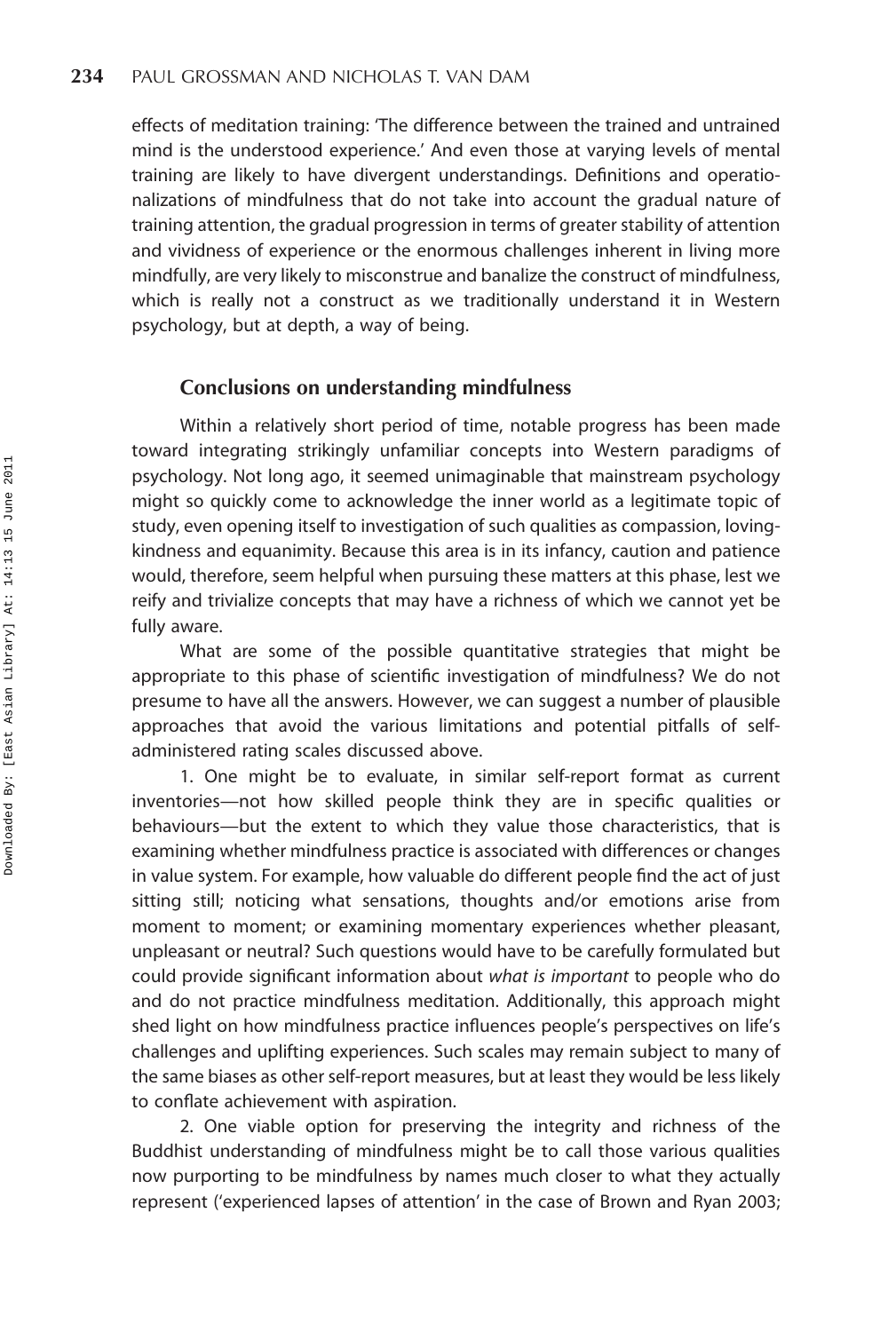effects of meditation training: 'The difference between the trained and untrained mind is the understood experience.' And even those at varying levels of mental training are likely to have divergent understandings. Definitions and operationalizations of mindfulness that do not take into account the gradual nature of training attention, the gradual progression in terms of greater stability of attention and vividness of experience or the enormous challenges inherent in living more mindfully, are very likely to misconstrue and banalize the construct of mindfulness, which is really not a construct as we traditionally understand it in Western psychology, but at depth, a way of being.

## Conclusions on understanding mindfulness

Within a relatively short period of time, notable progress has been made toward integrating strikingly unfamiliar concepts into Western paradigms of psychology. Not long ago, it seemed unimaginable that mainstream psychology might so quickly come to acknowledge the inner world as a legitimate topic of study, even opening itself to investigation of such qualities as compassion, loving-kindness and equanimity. Because this area is in its infancy, caution and patience would, therefore, seem helpful when pursuing these matters at this phase, lest we reify and trivialize concepts that may have a richness of which we cannot yet be fully aware.

What are some of the possible quantitative strategies that might be appropriate to this phase of scientific investigation of mindfulness? We do not presume to have all the answers. However, we can suggest a number of plausible approaches that avoid the various limitations and potential pitfalls of self-administered rating scales discussed above.

1. One might be to evaluate, in similar self-report format as current inventories—not how skilled people think they are in specific qualities or behaviours—but the extent to which they value those characteristics, that is examining whether mindfulness practice is associated with differences or changes in value system. For example, how valuable do different people find the act of just sitting still; noticing what sensations, thoughts and/or emotions arise from moment to moment; or examining momentary experiences whether pleasant, unpleasant or neutral? Such questions would have to be carefully formulated but could provide significant information about *what is important* to people who do and do not practice mindfulness meditation. Additionally, this approach might shed light on how mindfulness practice influences people's perspectives on life's challenges and uplifting experiences. Such scales may remain subject to many of the same biases as other self-report measures, but at least they would be less likely to conflate achievement with aspiration.

2. One viable option for preserving the integrity and richness of the Buddhist understanding of mindfulness might be to call those various qualities now purporting to be mindfulness by names much closer to what they actually represent ('experienced lapses of attention' in the case of Brown and Ryan 2003;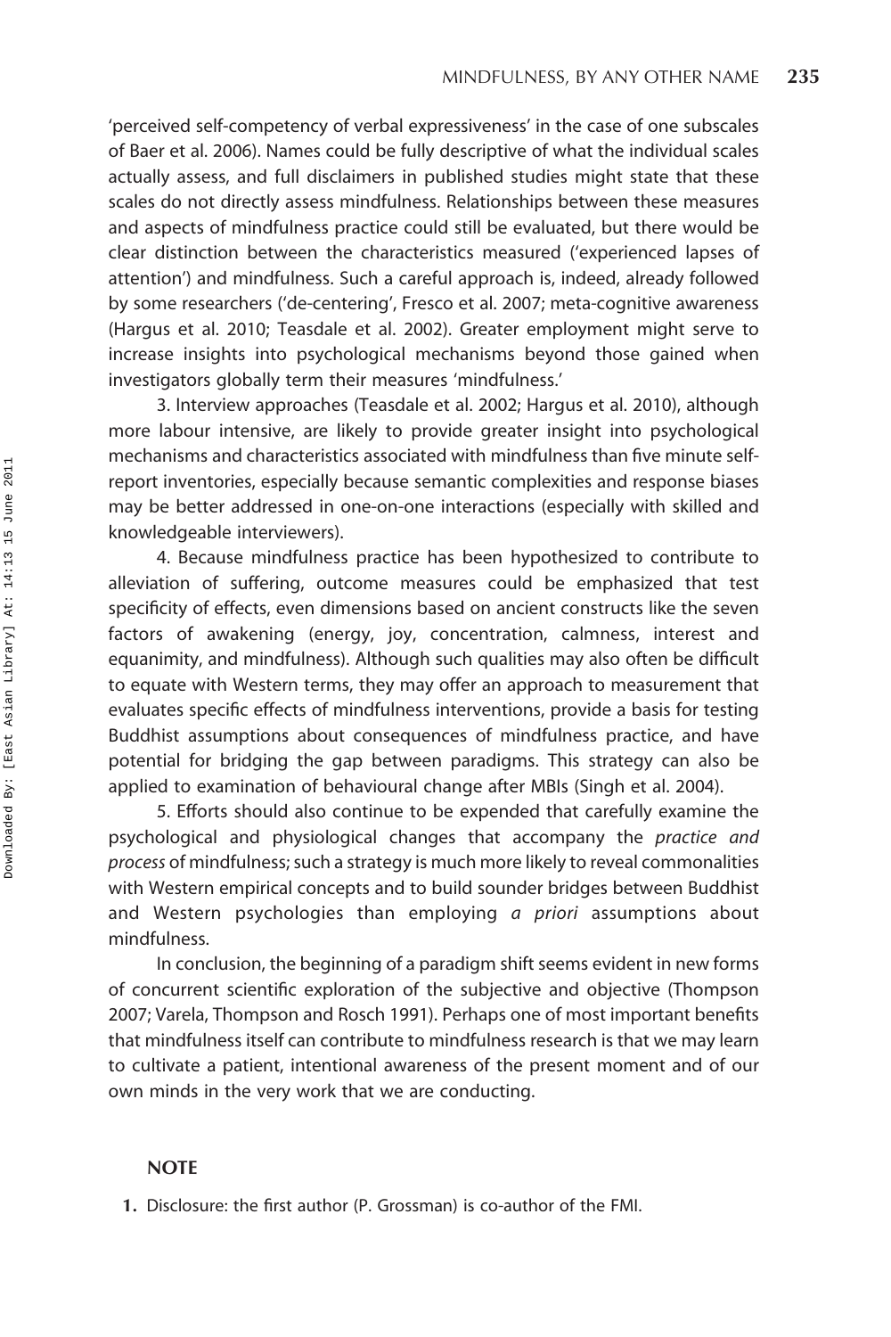'perceived self-competency of verbal expressiveness' in the case of one subscales of Baer et al. 2006). Names could be fully descriptive of what the individual scales actually assess, and full disclaimers in published studies might state that these scales do not directly assess mindfulness. Relationships between these measures and aspects of mindfulness practice could still be evaluated, but there would be clear distinction between the characteristics measured ('experienced lapses of attention') and mindfulness. Such a careful approach is, indeed, already followed by some researchers ('de-centering', Fresco et al. 2007; meta-cognitive awareness (Hargus et al. 2010; Teasdale et al. 2002). Greater employment might serve to increase insights into psychological mechanisms beyond those gained when investigators globally term their measures 'mindfulness.'

3. Interview approaches (Teasdale et al. 2002; Hargus et al. 2010), although more labour intensive, are likely to provide greater insight into psychological mechanisms and characteristics associated with mindfulness than five minute self-report inventories, especially because semantic complexities and response biases may be better addressed in one-on-one interactions (especially with skilled and knowledgeable interviewers).

4. Because mindfulness practice has been hypothesized to contribute to alleviation of suffering, outcome measures could be emphasized that test specificity of effects, even dimensions based on ancient constructs like the seven factors of awakening (energy, joy, concentration, calmness, interest and equanimity, and mindfulness). Although such qualities may also often be difficult to equate with Western terms, they may offer an approach to measurement that evaluates specific effects of mindfulness interventions, provide a basis for testing Buddhist assumptions about consequences of mindfulness practice, and have potential for bridging the gap between paradigms. This strategy can also be applied to examination of behavioural change after MBIs (Singh et al. 2004).

5. Efforts should also continue to be expended that carefully examine the psychological and physiological changes that accompany the *practice and process* of mindfulness; such a strategy is much more likely to reveal commonalities with Western empirical concepts and to build sounder bridges between Buddhist and Western psychologies than employing *a priori* assumptions about mindfulness.

In conclusion, the beginning of a paradigm shift seems evident in new forms of concurrent scientific exploration of the subjective and objective (Thompson 2007; Varela, Thompson and Rosch 1991). Perhaps one of most important benefits that mindfulness itself can contribute to mindfulness research is that we may learn to cultivate a patient, intentional awareness of the present moment and of our own minds in the very work that we are conducting.

## NOTE

1. Disclosure: the first author (P. Grossman) is co-author of the FMI.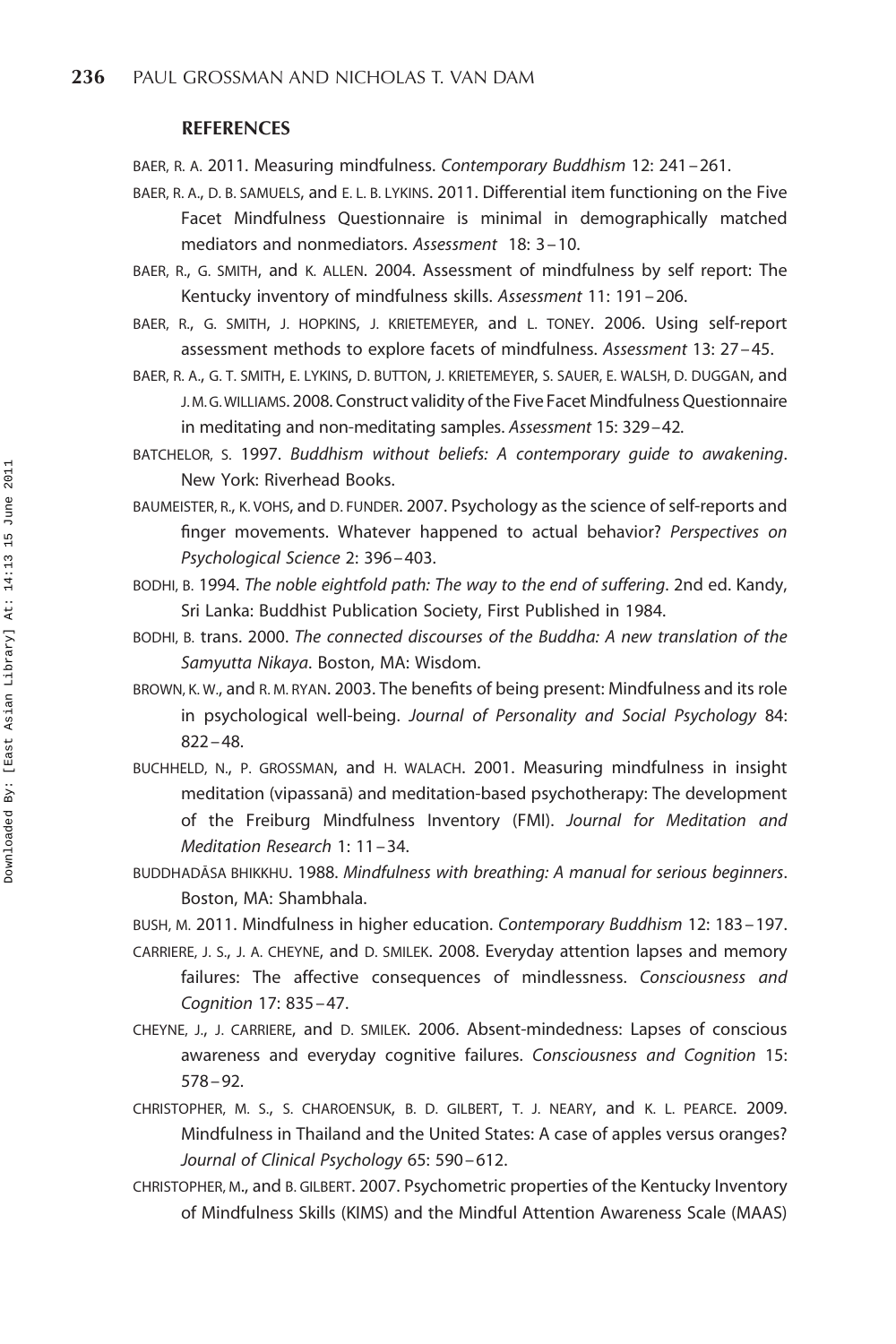## REFERENCES

BAER, R. A. 2011. Measuring mindfulness. *Contemporary Buddhism* 12: 241–261.

BAER, R. A., D. B. SAMUELS, and E. L. B. LYKINS. 2011. Differential item functioning on the Five Facet Mindfulness Questionnaire is minimal in demographically matched mediators and nonmediators. *Assessment* 18: 3–10.

BAER, R., G. SMITH, and K. ALLEN. 2004. Assessment of mindfulness by self report: The Kentucky inventory of mindfulness skills. *Assessment* 11: 191–206.

BAER, R., G. SMITH, J. HOPKINS, J. KRIETEMEYER, and L. TONEY. 2006. Using self-report assessment methods to explore facets of mindfulness. *Assessment* 13: 27–45.

BAER, R. A., G. T. SMITH, E. LYKINS, D. BUTTON, J. KRIETEMEYER, S. SAUER, E. WALSH, D. DUGGAN, and J. M. G. WILLIAMS. 2008. Construct validity of the Five Facet Mindfulness Questionnaire in meditating and non-meditating samples. *Assessment* 15: 329–42.

BATCHELOR, S. 1997. *Buddhism without beliefs: A contemporary guide to awakening*. New York: Riverhead Books.

BAUMEISTER, R., K. VOHS, and D. FUNDER. 2007. Psychology as the science of self-reports and finger movements. Whatever happened to actual behavior? *Perspectives on Psychological Science* 2: 396–403.

BODHI, B. 1994. *The noble eightfold path: The way to the end of suffering*. 2nd ed. Kandy, Sri Lanka: Buddhist Publication Society, First Published in 1984.

BODHI, B. trans. 2000. *The connected discourses of the Buddha: A new translation of the Samyutta Nikaya*. Boston, MA: Wisdom.

BROWN, K. W., and R. M. RYAN. 2003. The benefits of being present: Mindfulness and its role in psychological well-being. *Journal of Personality and Social Psychology* 84: 822–48.

BUCHHELD, N., P. GROSSMAN, and H. WALACH. 2001. Measuring mindfulness in insight meditation (vipassanā) and meditation-based psychotherapy: The development of the Freiburg Mindfulness Inventory (FMI). *Journal for Meditation and Meditation Research* 1: 11–34.

BUDDHADĀSA BHIKKHU. 1988. *Mindfulness with breathing: A manual for serious beginners*. Boston, MA: Shambhala.

BUSH, M. 2011. Mindfulness in higher education. *Contemporary Buddhism* 12: 183–197.

CARRIERE, J. S., J. A. CHEYNE, and D. SMILEK. 2008. Everyday attention lapses and memory failures: The affective consequences of mindlessness. *Consciousness and Cognition* 17: 835–47.

CHEYNE, J., J. CARRIERE, and D. SMILEK. 2006. Absent-mindedness: Lapses of conscious awareness and everyday cognitive failures. *Consciousness and Cognition* 15: 578–92.

CHRISTOPHER, M. S., S. CHAROENSUK, B. D. GILBERT, T. J. NEARY, and K. L. PEARCE. 2009. Mindfulness in Thailand and the United States: A case of apples versus oranges? *Journal of Clinical Psychology* 65: 590–612.

CHRISTOPHER, M., and B. GILBERT. 2007. Psychometric properties of the Kentucky Inventory of Mindfulness Skills (KIMS) and the Mindful Attention Awareness Scale (MAAS)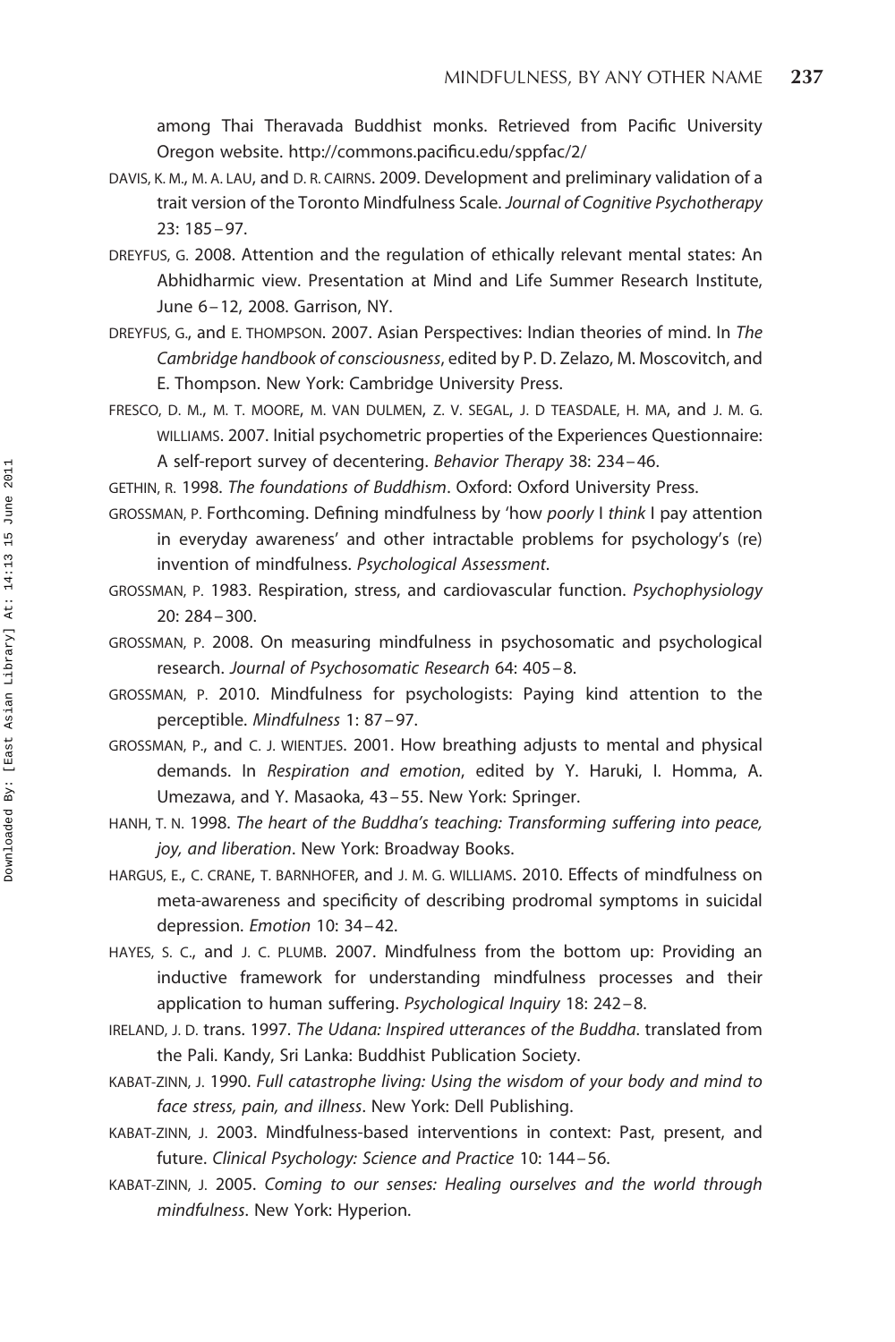among Thai Theravada Buddhist monks. Retrieved from Pacific University Oregon website. http://commons.pacificu.edu/sppfac/2/

DAVIS, K. M., M. A. LAU, and D. R. CAIRNS. 2009. Development and preliminary validation of a trait version of the Toronto Mindfulness Scale. *Journal of Cognitive Psychotherapy* 23: 185–97.

DREYFUS, G. 2008. Attention and the regulation of ethically relevant mental states: An Abhidharmic view. Presentation at Mind and Life Summer Research Institute, June 6–12, 2008. Garrison, NY.

DREYFUS, G., and E. THOMPSON. 2007. Asian Perspectives: Indian theories of mind. In *The Cambridge handbook of consciousness*, edited by P. D. Zelazo, M. Moscovitch, and E. Thompson. New York: Cambridge University Press.

FRESCO, D. M., M. T. MOORE, M. VAN DULMEN, Z. V. SEGAL, J. D TEASDALE, H. MA, and J. M. G. WILLIAMS. 2007. Initial psychometric properties of the Experiences Questionnaire: A self-report survey of decentering. *Behavior Therapy* 38: 234–46.

GETHIN, R. 1998. *The foundations of Buddhism*. Oxford: Oxford University Press.

GROSSMAN, P. Forthcoming. Defining mindfulness by 'how *poorly* I *think* I pay attention in everyday awareness' and other intractable problems for psychology's (re) invention of mindfulness. *Psychological Assessment*.

GROSSMAN, P. 1983. Respiration, stress, and cardiovascular function. *Psychophysiology* 20: 284–300.

GROSSMAN, P. 2008. On measuring mindfulness in psychosomatic and psychological research. *Journal of Psychosomatic Research* 64: 405–8.

GROSSMAN, P. 2010. Mindfulness for psychologists: Paying kind attention to the perceptible. *Mindfulness* 1: 87–97.

GROSSMAN, P., and C. J. WIENTJES. 2001. How breathing adjusts to mental and physical demands. In *Respiration and emotion*, edited by Y. Haruki, I. Homma, A. Umezawa, and Y. Masaoka, 43–55. New York: Springer.

HANH, T. N. 1998. *The heart of the Buddha's teaching: Transforming suffering into peace, joy, and liberation*. New York: Broadway Books.

HARGUS, E., C. CRANE, T. BARNHOFER, and J. M. G. WILLIAMS. 2010. Effects of mindfulness on meta-awareness and specificity of describing prodromal symptoms in suicidal depression. *Emotion* 10: 34–42.

HAYES, S. C., and J. C. PLUMB. 2007. Mindfulness from the bottom up: Providing an inductive framework for understanding mindfulness processes and their application to human suffering. *Psychological Inquiry* 18: 242–8.

IRELAND, J. D. trans. 1997. *The Udana: Inspired utterances of the Buddha*. translated from the Pali. Kandy, Sri Lanka: Buddhist Publication Society.

KABAT-ZINN, J. 1990. *Full catastrophe living: Using the wisdom of your body and mind to face stress, pain, and illness*. New York: Dell Publishing.

KABAT-ZINN, J. 2003. Mindfulness-based interventions in context: Past, present, and future. *Clinical Psychology: Science and Practice* 10: 144–56.

KABAT-ZINN, J. 2005. *Coming to our senses: Healing ourselves and the world through mindfulness*. New York: Hyperion.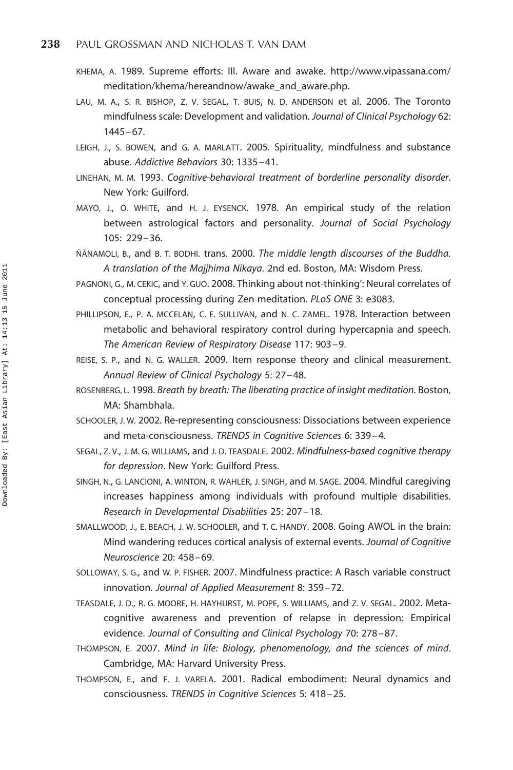KHEMA, A. 1989. Supreme efforts: III. Aware and awake. http://www.vipassana.com/meditation/khema/hereandnow/awake_and_aware.php.

LAU, M. A., S. R. BISHOP, Z. V. SEGAL, T. BUIS, N. D. ANDERSON et al. 2006. The Toronto mindfulness scale: Development and validation. *Journal of Clinical Psychology* 62: 1445–67.

LEIGH, J., S. BOWEN, and G. A. MARLATT. 2005. Spirituality, mindfulness and substance abuse. *Addictive Behaviors* 30: 1335–41.

LINEHAN, M. M. 1993. *Cognitive-behavioral treatment of borderline personality disorder*. New York: Guilford.

MAYO, J., O. WHITE, and H. J. EYSENCK. 1978. An empirical study of the relation between astrological factors and personality. *Journal of Social Psychology* 105: 229–36.

ÑĀNAMOLI, B., and B. T. BODHI. trans. 2000. *The middle length discourses of the Buddha. A translation of the Majjhima Nikaya*. 2nd ed. Boston, MA: Wisdom Press.

PAGNONI, G., M. CEKIC, and Y. GUO. 2008. Thinking about not-thinking': Neural correlates of conceptual processing during Zen meditation. *PLoS ONE* 3: e3083.

PHILLIPSON, E., P. A. MCCELAN, C. E. SULLIVAN, and N. C. ZAMEL. 1978. Interaction between metabolic and behavioral respiratory control during hypercapnia and speech. *The American Review of Respiratory Disease* 117: 903–9.

REISE, S. P., and N. G. WALLER. 2009. Item response theory and clinical measurement. *Annual Review of Clinical Psychology* 5: 27–48.

ROSENBERG, L. 1998. *Breath by breath: The liberating practice of insight meditation*. Boston, MA: Shambhala.

SCHOOLER, J. W. 2002. Re-representing consciousness: Dissociations between experience and meta-consciousness. *TRENDS in Cognitive Sciences* 6: 339–4.

SEGAL, Z. V., J. M. G. WILLIAMS, and J. D. TEASDALE. 2002. *Mindfulness-based cognitive therapy for depression*. New York: Guilford Press.

SINGH, N., G. LANCIONI, A. WINTON, R. WAHLER, J. SINGH, and M. SAGE. 2004. Mindful caregiving increases happiness among individuals with profound multiple disabilities. *Research in Developmental Disabilities* 25: 207–18.

SMALLWOOD, J., E. BEACH, J. W. SCHOOLER, and T. C. HANDY. 2008. Going AWOL in the brain: Mind wandering reduces cortical analysis of external events. *Journal of Cognitive Neuroscience* 20: 458–69.

SOLLOWAY, S. G., and W. P. FISHER. 2007. Mindfulness practice: A Rasch variable construct innovation. *Journal of Applied Measurement* 8: 359–72.

TEASDALE, J. D., R. G. MOORE, H. HAYHURST, M. POPE, S. WILLIAMS, and Z. V. SEGAL. 2002. Metacognitive awareness and prevention of relapse in depression: Empirical evidence. *Journal of Consulting and Clinical Psychology* 70: 278–87.

THOMPSON, E. 2007. *Mind in life: Biology, phenomenology, and the sciences of mind*. Cambridge, MA: Harvard University Press.

THOMPSON, E., and F. J. VARELA. 2001. Radical embodiment: Neural dynamics and consciousness. *TRENDS in Cognitive Sciences* 5: 418–25.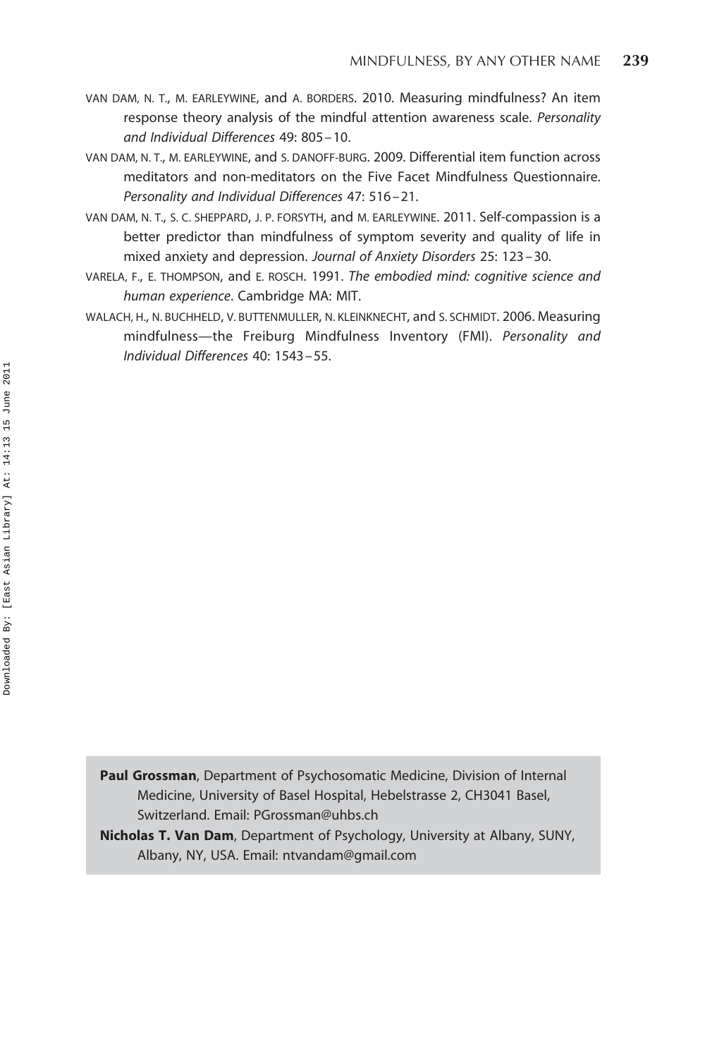VAN DAM, N. T., M. EARLEYWINE, and A. BORDERS. 2010. Measuring mindfulness? An item response theory analysis of the mindful attention awareness scale. *Personality and Individual Differences* 49: 805–10.

VAN DAM, N. T., M. EARLEYWINE, and S. DANOFF-BURG. 2009. Differential item function across meditators and non-meditators on the Five Facet Mindfulness Questionnaire. *Personality and Individual Differences* 47: 516–21.

VAN DAM, N. T., S. C. SHEPPARD, J. P. FORSYTH, and M. EARLEYWINE. 2011. Self-compassion is a better predictor than mindfulness of symptom severity and quality of life in mixed anxiety and depression. *Journal of Anxiety Disorders* 25: 123–30.

VARELA, F., E. THOMPSON, and E. ROSCH. 1991. *The embodied mind: cognitive science and human experience*. Cambridge MA: MIT.

WALACH, H., N. BUCHHELD, V. BUTTENMULLER, N. KLEINKNECHT, and S. SCHMIDT. 2006. Measuring mindfulness—the Freiburg Mindfulness Inventory (FMI). *Personality and Individual Differences* 40: 1543–55.

**Paul Grossman**, Department of Psychosomatic Medicine, Division of Internal Medicine, University of Basel Hospital, Hebelstrasse 2, CH3041 Basel, Switzerland. Email: PGrossman@uhbs.ch

**Nicholas T. Van Dam**, Department of Psychology, University at Albany, SUNY, Albany, NY, USA. Email: ntvandam@gmail.com